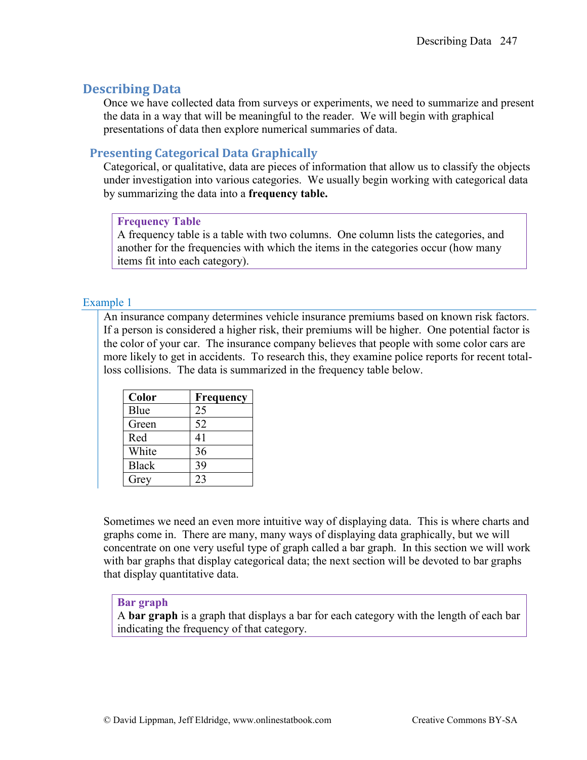# Describing Data

Once we have collected data from surveys or experiments, we need to summarize and present the data in a way that will be meaningful to the reader. We will begin with graphical presentations of data then explore numerical summaries of data.

## Presenting Categorical Data Graphically

Categorical, or qualitative, data are pieces of information that allow us to classify the objects under investigation into various categories. We usually begin working with categorical data by summarizing the data into a **frequency table.**

> **Frequency Table**
> A frequency table is a table with two columns. One column lists the categories, and another for the frequencies with which the items in the categories occur (how many items fit into each category).

### Example 1

An insurance company determines vehicle insurance premiums based on known risk factors. If a person is considered a higher risk, their premiums will be higher. One potential factor is the color of your car. The insurance company believes that people with some color cars are more likely to get in accidents. To research this, they examine police reports for recent total-loss collisions. The data is summarized in the frequency table below.

| Color | Frequency |
|---|---|
| Blue | 25 |
| Green | 52 |
| Red | 41 |
| White | 36 |
| Black | 39 |
| Grey | 23 |

Sometimes we need an even more intuitive way of displaying data. This is where charts and graphs come in. There are many, many ways of displaying data graphically, but we will concentrate on one very useful type of graph called a bar graph. In this section we will work with bar graphs that display categorical data; the next section will be devoted to bar graphs that display quantitative data.

> **Bar graph**
> A **bar graph** is a graph that displays a bar for each category with the length of each bar indicating the frequency of that category.

© David Lippman, Jeff Eldridge, www.onlinestatbook.com Creative Commons BY-SA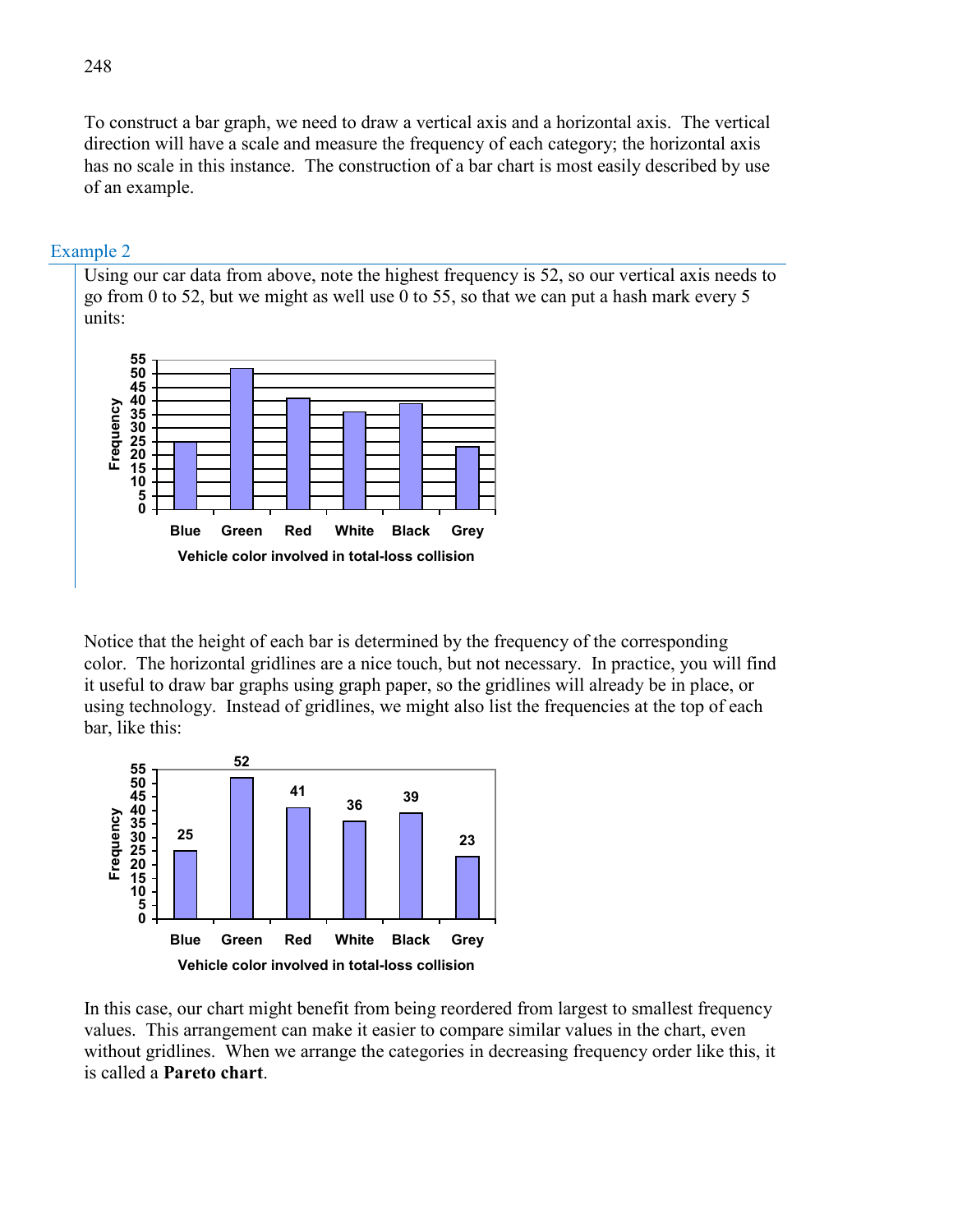To construct a bar graph, we need to draw a vertical axis and a horizontal axis. The vertical direction will have a scale and measure the frequency of each category; the horizontal axis has no scale in this instance. The construction of a bar chart is most easily described by use of an example.

### Example 2

Using our car data from above, note the highest frequency is 52, so our vertical axis needs to go from 0 to 52, but we might as well use 0 to 55, so that we can put a hash mark every 5 units:

Notice that the height of each bar is determined by the frequency of the corresponding color. The horizontal gridlines are a nice touch, but not necessary. In practice, you will find it useful to draw bar graphs using graph paper, so the gridlines will already be in place, or using technology. Instead of gridlines, we might also list the frequencies at the top of each bar, like this:

In this case, our chart might benefit from being reordered from largest to smallest frequency values. This arrangement can make it easier to compare similar values in the chart, even without gridlines. When we arrange the categories in decreasing frequency order like this, it is called a **Pareto chart**.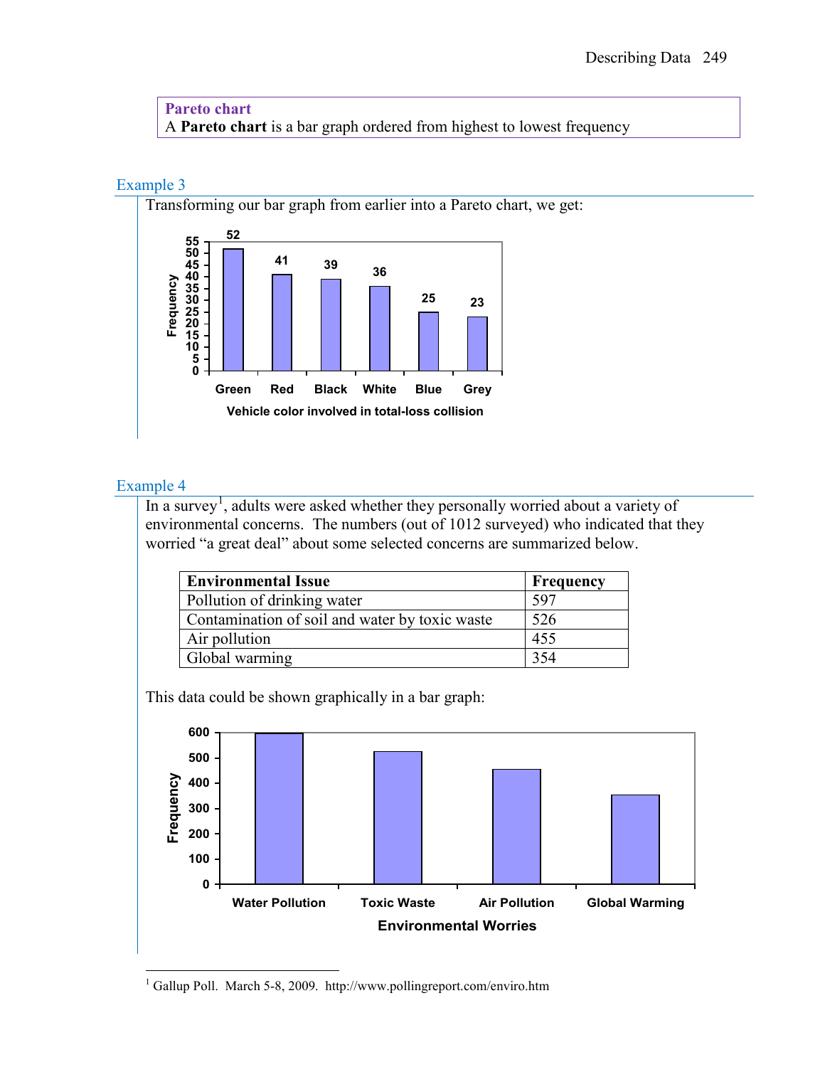**Pareto chart**
A **Pareto chart** is a bar graph ordered from highest to lowest frequency

### Example 3

Transforming our bar graph from earlier into a Pareto chart, we get:

### Example 4

In a survey[1], adults were asked whether they personally worried about a variety of environmental concerns. The numbers (out of 1012 surveyed) who indicated that they worried "a great deal" about some selected concerns are summarized below.

| Environmental Issue | Frequency |
| --- | --- |
| Pollution of drinking water | 597 |
| Contamination of soil and water by toxic waste | 526 |
| Air pollution | 455 |
| Global warming | 354 |

This data could be shown graphically in a bar graph:

[1] Gallup Poll. March 5-8, 2009. http://www.pollingreport.com/enviro.htm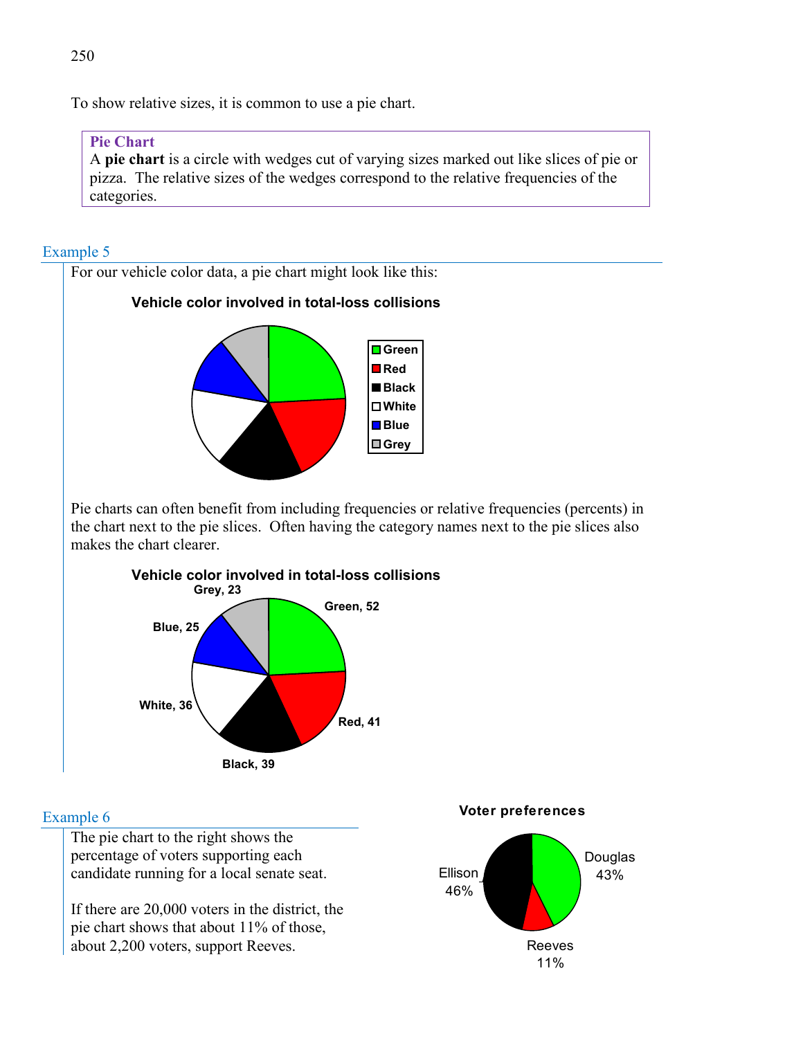To show relative sizes, it is common to use a pie chart.

> **Pie Chart**
> A **pie chart** is a circle with wedges cut of varying sizes marked out like slices of pie or pizza. The relative sizes of the wedges correspond to the relative frequencies of the categories.

### Example 5

For our vehicle color data, a pie chart might look like this:

**Vehicle color involved in total-loss collisions**

Green, Red, Black, White, Blue, Grey

Pie charts can often benefit from including frequencies or relative frequencies (percents) in the chart next to the pie slices. Often having the category names next to the pie slices also makes the chart clearer.

**Vehicle color involved in total-loss collisions**

Grey, 23 — Green, 52 — Blue, 25 — White, 36 — Red, 41 — Black, 39

### Example 6

The pie chart to the right shows the percentage of voters supporting each candidate running for a local senate seat.

If there are 20,000 voters in the district, the pie chart shows that about 11% of those, about 2,200 voters, support Reeves.

**Voter preferences**

Ellison 46% — Douglas 43% — Reeves 11%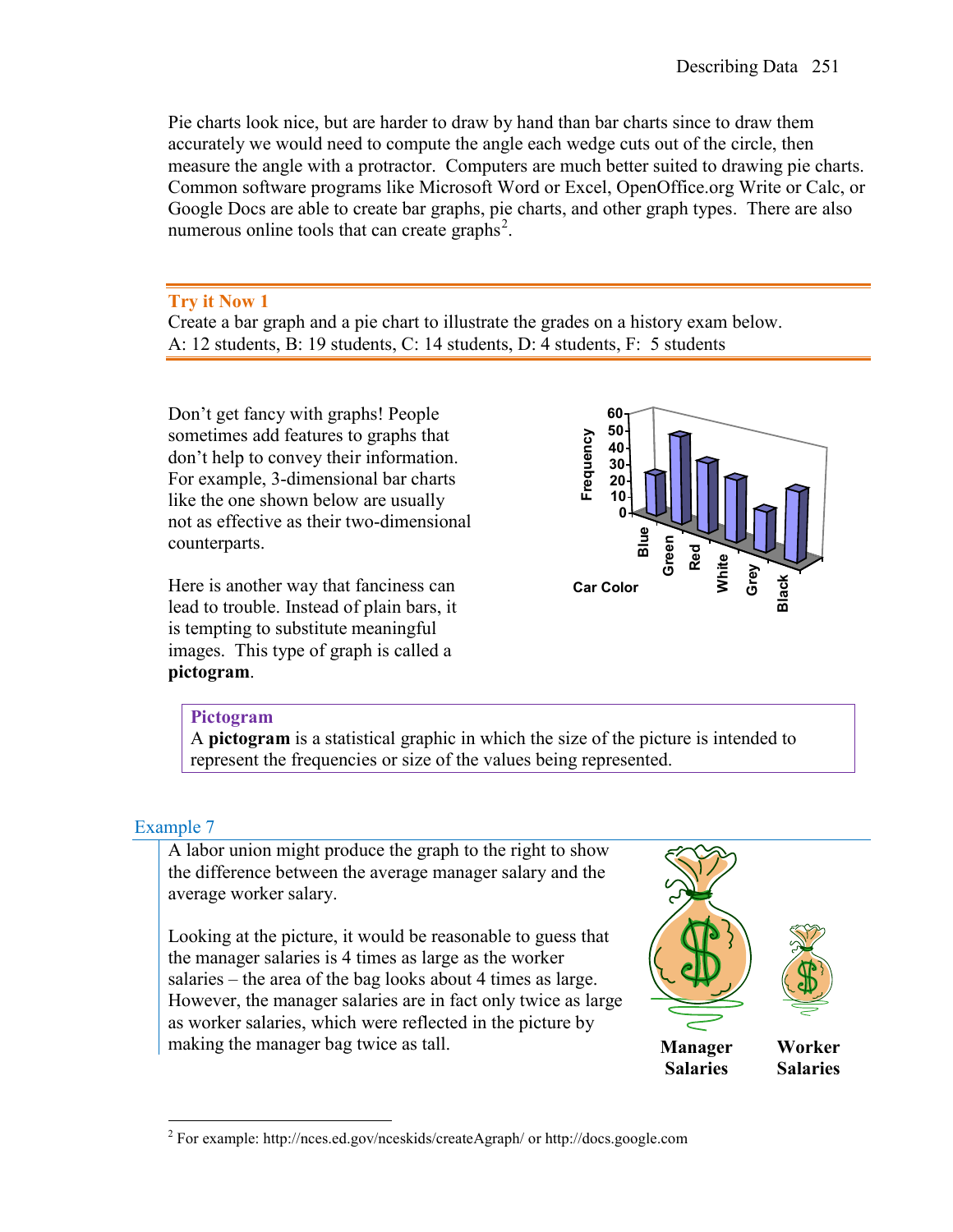Pie charts look nice, but are harder to draw by hand than bar charts since to draw them accurately we would need to compute the angle each wedge cuts out of the circle, then measure the angle with a protractor. Computers are much better suited to drawing pie charts. Common software programs like Microsoft Word or Excel, OpenOffice.org Write or Calc, or Google Docs are able to create bar graphs, pie charts, and other graph types. There are also numerous online tools that can create graphs[2].

---

### Try it Now 1

Create a bar graph and a pie chart to illustrate the grades on a history exam below.
A: 12 students, B: 19 students, C: 14 students, D: 4 students, F: 5 students

---

Don't get fancy with graphs! People sometimes add features to graphs that don't help to convey their information. For example, 3-dimensional bar charts like the one shown below are usually not as effective as their two-dimensional counterparts.

Here is another way that fanciness can lead to trouble. Instead of plain bars, it is tempting to substitute meaningful images. This type of graph is called a **pictogram**.

> **Pictogram**
> A **pictogram** is a statistical graphic in which the size of the picture is intended to represent the frequencies or size of the values being represented.

### Example 7

A labor union might produce the graph to the right to show the difference between the average manager salary and the average worker salary.

Looking at the picture, it would be reasonable to guess that the manager salaries is 4 times as large as the worker salaries – the area of the bag looks about 4 times as large. However, the manager salaries are in fact only twice as large as worker salaries, which were reflected in the picture by making the manager bag twice as tall.

**Manager Salaries** **Worker Salaries**

---

[2] For example: http://nces.ed.gov/nceskids/createAgraph/ or http://docs.google.com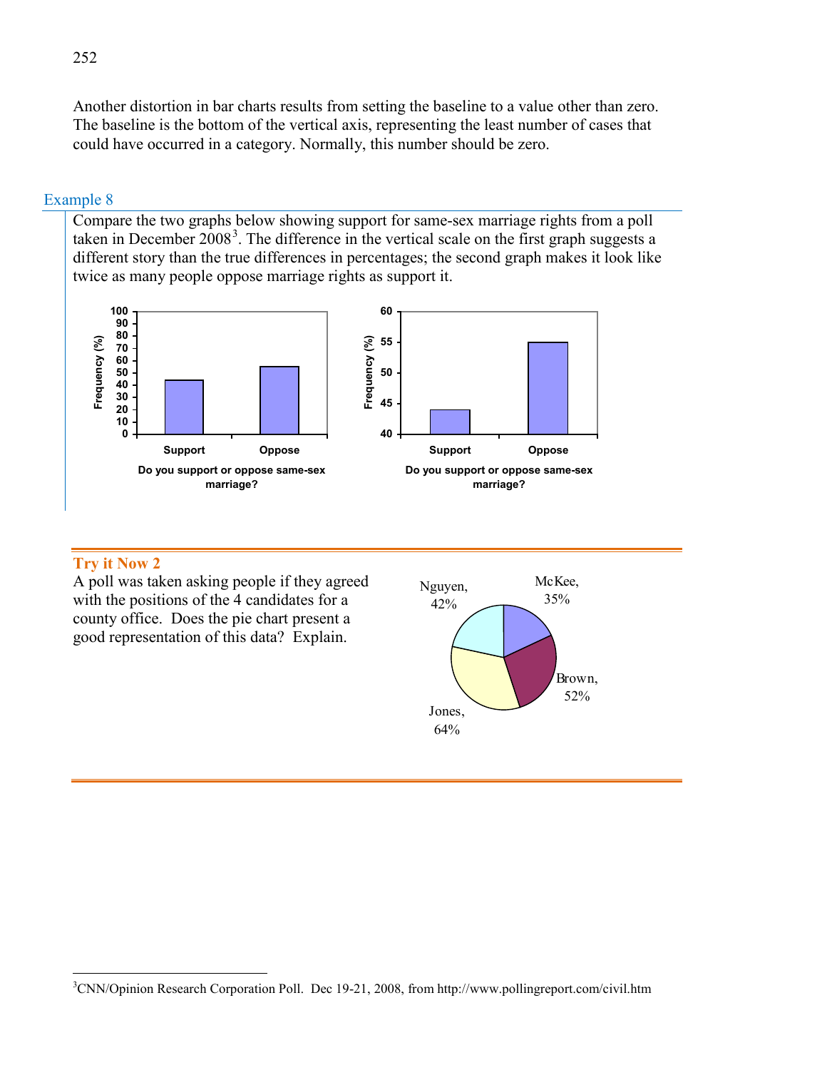Another distortion in bar charts results from setting the baseline to a value other than zero. The baseline is the bottom of the vertical axis, representing the least number of cases that could have occurred in a category. Normally, this number should be zero.

### Example 8

Compare the two graphs below showing support for same-sex marriage rights from a poll taken in December 2008[3]. The difference in the vertical scale on the first graph suggests a different story than the true differences in percentages; the second graph makes it look like twice as many people oppose marriage rights as support it.

### Try it Now 2

A poll was taken asking people if they agreed with the positions of the 4 candidates for a county office. Does the pie chart present a good representation of this data? Explain.

---

[3]CNN/Opinion Research Corporation Poll. Dec 19-21, 2008, from http://www.pollingreport.com/civil.htm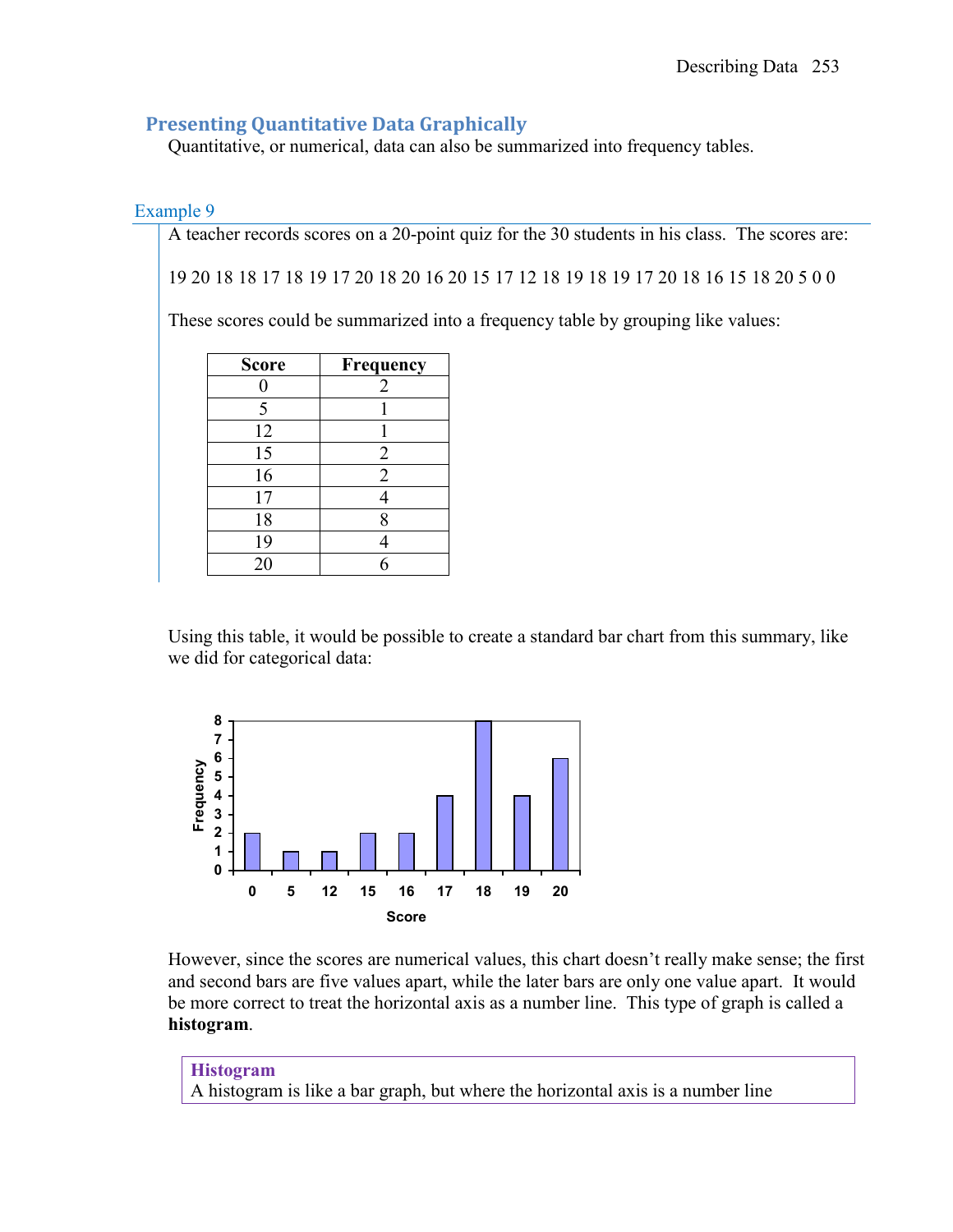## Presenting Quantitative Data Graphically

Quantitative, or numerical, data can also be summarized into frequency tables.

### Example 9

A teacher records scores on a 20-point quiz for the 30 students in his class. The scores are:

19 20 18 18 17 18 19 17 20 18 20 16 20 15 17 12 18 19 18 19 17 20 18 16 15 18 20 5 0 0

These scores could be summarized into a frequency table by grouping like values:

| Score | Frequency |
|---|---|
| 0 | 2 |
| 5 | 1 |
| 12 | 1 |
| 15 | 2 |
| 16 | 2 |
| 17 | 4 |
| 18 | 8 |
| 19 | 4 |
| 20 | 6 |

Using this table, it would be possible to create a standard bar chart from this summary, like we did for categorical data:

However, since the scores are numerical values, this chart doesn't really make sense; the first and second bars are five values apart, while the later bars are only one value apart. It would be more correct to treat the horizontal axis as a number line. This type of graph is called a **histogram**.

**Histogram**

A histogram is like a bar graph, but where the horizontal axis is a number line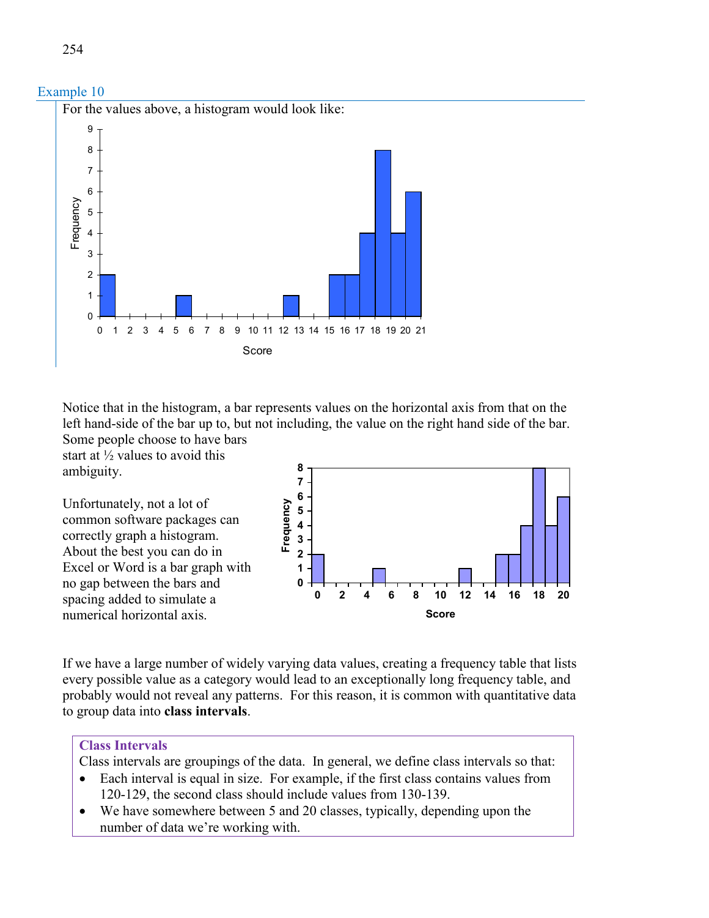### Example 10

For the values above, a histogram would look like:

Notice that in the histogram, a bar represents values on the horizontal axis from that on the left hand-side of the bar up to, but not including, the value on the right hand side of the bar. Some people choose to have bars start at ½ values to avoid this ambiguity.

Unfortunately, not a lot of common software packages can correctly graph a histogram. About the best you can do in Excel or Word is a bar graph with no gap between the bars and spacing added to simulate a numerical horizontal axis.

If we have a large number of widely varying data values, creating a frequency table that lists every possible value as a category would lead to an exceptionally long frequency table, and probably would not reveal any patterns. For this reason, it is common with quantitative data to group data into **class intervals**.

**Class Intervals**

Class intervals are groupings of the data. In general, we define class intervals so that:

- Each interval is equal in size. For example, if the first class contains values from 120-129, the second class should include values from 130-139.
- We have somewhere between 5 and 20 classes, typically, depending upon the number of data we're working with.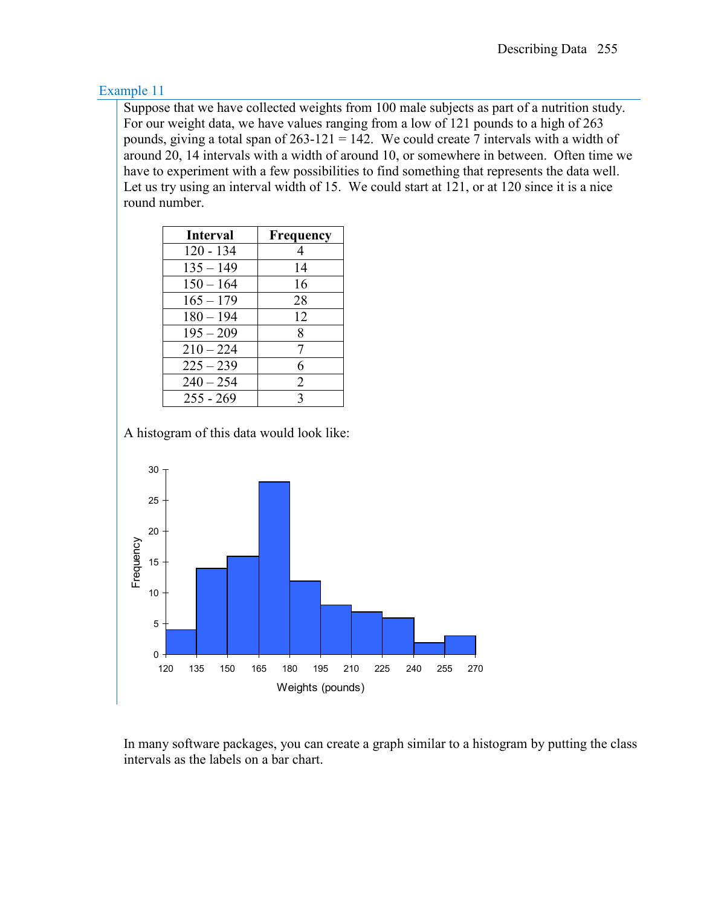### Example 11

Suppose that we have collected weights from 100 male subjects as part of a nutrition study. For our weight data, we have values ranging from a low of 121 pounds to a high of 263 pounds, giving a total span of 263-121 = 142. We could create 7 intervals with a width of around 20, 14 intervals with a width of around 10, or somewhere in between. Often time we have to experiment with a few possibilities to find something that represents the data well. Let us try using an interval width of 15. We could start at 121, or at 120 since it is a nice round number.

| Interval | Frequency |
|---|---|
| 120 - 134 | 4 |
| 135 – 149 | 14 |
| 150 – 164 | 16 |
| 165 – 179 | 28 |
| 180 – 194 | 12 |
| 195 – 209 | 8 |
| 210 – 224 | 7 |
| 225 – 239 | 6 |
| 240 – 254 | 2 |
| 255 - 269 | 3 |

A histogram of this data would look like:

In many software packages, you can create a graph similar to a histogram by putting the class intervals as the labels on a bar chart.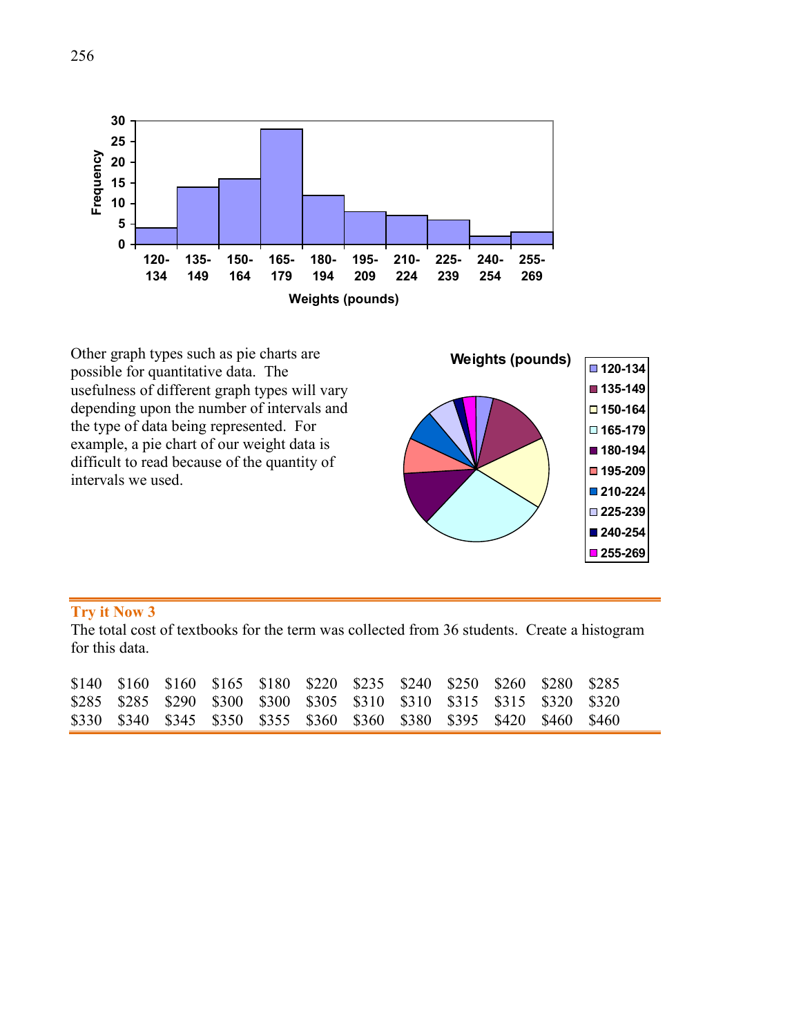Other graph types such as pie charts are possible for quantitative data. The usefulness of different graph types will vary depending upon the number of intervals and the type of data being represented. For example, a pie chart of our weight data is difficult to read because of the quantity of intervals we used.

**Try it Now 3**

The total cost of textbooks for the term was collected from 36 students. Create a histogram for this data.

| | | | | | | | | | | | |
|---|---|---|---|---|---|---|---|---|---|---|---|
| $140 | $160 | $160 | $165 | $180 | $220 | $235 | $240 | $250 | $260 | $280 | $285 |
| $285 | $285 | $290 | $300 | $300 | $305 | $310 | $310 | $315 | $315 | $320 | $320 |
| $330 | $340 | $345 | $350 | $355 | $360 | $360 | $380 | $395 | $420 | $460 | $460 |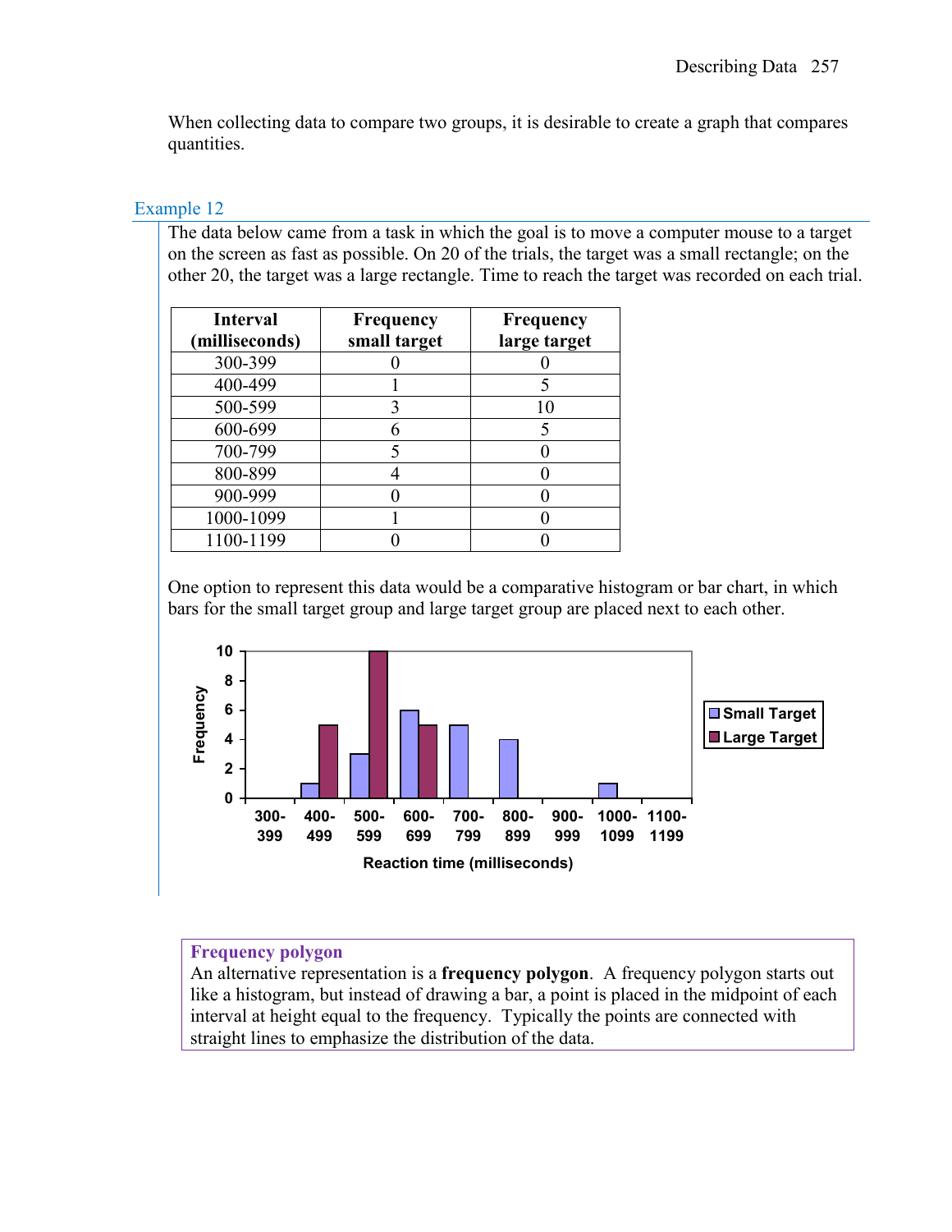When collecting data to compare two groups, it is desirable to create a graph that compares quantities.

### Example 12

The data below came from a task in which the goal is to move a computer mouse to a target on the screen as fast as possible. On 20 of the trials, the target was a small rectangle; on the other 20, the target was a large rectangle. Time to reach the target was recorded on each trial.

| Interval (milliseconds) | Frequency small target | Frequency large target |
|---|---|---|
| 300-399 | 0 | 0 |
| 400-499 | 1 | 5 |
| 500-599 | 3 | 10 |
| 600-699 | 6 | 5 |
| 700-799 | 5 | 0 |
| 800-899 | 4 | 0 |
| 900-999 | 0 | 0 |
| 1000-1099 | 1 | 0 |
| 1100-1199 | 0 | 0 |

One option to represent this data would be a comparative histogram or bar chart, in which bars for the small target group and large target group are placed next to each other.

**Frequency polygon**

An alternative representation is a **frequency polygon**. A frequency polygon starts out like a histogram, but instead of drawing a bar, a point is placed in the midpoint of each interval at height equal to the frequency. Typically the points are connected with straight lines to emphasize the distribution of the data.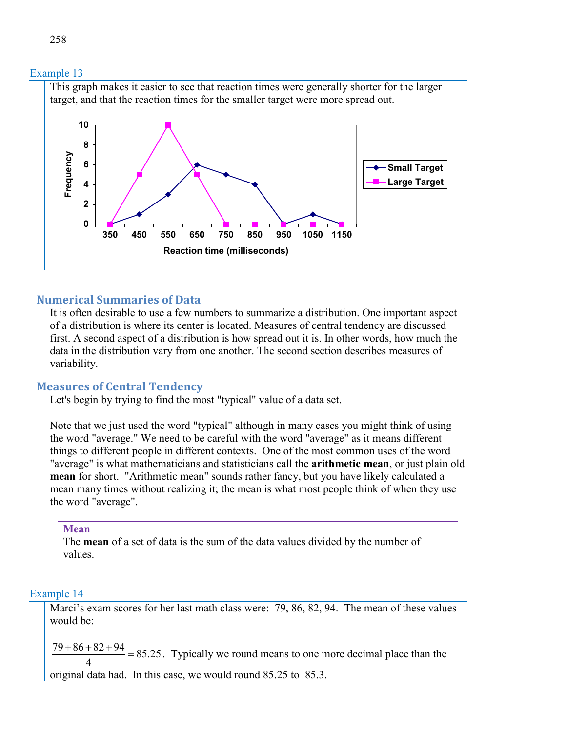Example 13

This graph makes it easier to see that reaction times were generally shorter for the larger target, and that the reaction times for the smaller target were more spread out.

## Numerical Summaries of Data

It is often desirable to use a few numbers to summarize a distribution. One important aspect of a distribution is where its center is located. Measures of central tendency are discussed first. A second aspect of a distribution is how spread out it is. In other words, how much the data in the distribution vary from one another. The second section describes measures of variability.

## Measures of Central Tendency

Let's begin by trying to find the most "typical" value of a data set.

Note that we just used the word "typical" although in many cases you might think of using the word "average." We need to be careful with the word "average" as it means different things to different people in different contexts. One of the most common uses of the word "average" is what mathematicians and statisticians call the **arithmetic mean**, or just plain old **mean** for short. "Arithmetic mean" sounds rather fancy, but you have likely calculated a mean many times without realizing it; the mean is what most people think of when they use the word "average".

**Mean**

The **mean** of a set of data is the sum of the data values divided by the number of values.

Example 14

Marci's exam scores for her last math class were: 79, 86, 82, 94. The mean of these values would be:

$\frac{79+86+82+94}{4} = 85.25$. Typically we round means to one more decimal place than the original data had. In this case, we would round 85.25 to 85.3.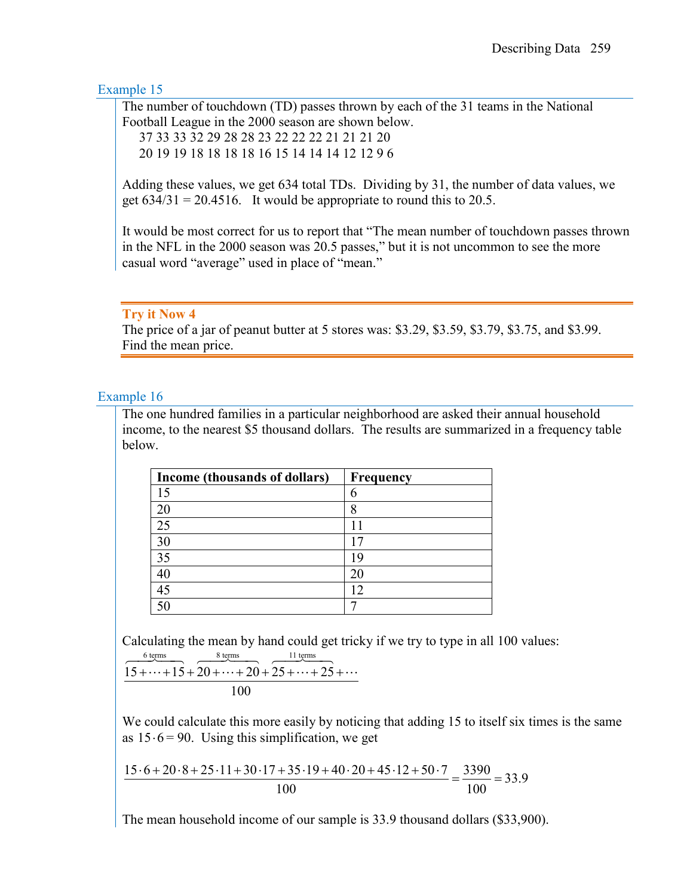### Example 15

The number of touchdown (TD) passes thrown by each of the 31 teams in the National Football League in the 2000 season are shown below.

37 33 33 32 29 28 28 23 22 22 22 22 21 21 21 20
20 19 19 18 18 18 18 16 15 14 14 14 12 12 9 6

Adding these values, we get 634 total TDs. Dividing by 31, the number of data values, we get 634/31 = 20.4516. It would be appropriate to round this to 20.5.

It would be most correct for us to report that "The mean number of touchdown passes thrown in the NFL in the 2000 season was 20.5 passes," but it is not uncommon to see the more casual word "average" used in place of "mean."

---

**Try it Now 4**

The price of a jar of peanut butter at 5 stores was: \$3.29, \$3.59, \$3.79, \$3.75, and \$3.99. Find the mean price.

---

### Example 16

The one hundred families in a particular neighborhood are asked their annual household income, to the nearest \$5 thousand dollars. The results are summarized in a frequency table below.

| Income (thousands of dollars) | Frequency |
|---|---|
| 15 | 6 |
| 20 | 8 |
| 25 | 11 |
| 30 | 17 |
| 35 | 19 |
| 40 | 20 |
| 45 | 12 |
| 50 | 7 |

Calculating the mean by hand could get tricky if we try to type in all 100 values:

$$\frac{\overbrace{15+\cdots+15}^{6\text{ terms}}+\overbrace{20+\cdots+20}^{8\text{ terms}}+\overbrace{25+\cdots+25}^{11\text{ terms}}+\cdots}{100}$$

We could calculate this more easily by noticing that adding 15 to itself six times is the same as $15\cdot 6=90$. Using this simplification, we get

$$\frac{15\cdot 6+20\cdot 8+25\cdot 11+30\cdot 17+35\cdot 19+40\cdot 20+45\cdot 12+50\cdot 7}{100}=\frac{3390}{100}=33.9$$

The mean household income of our sample is 33.9 thousand dollars (\$33,900).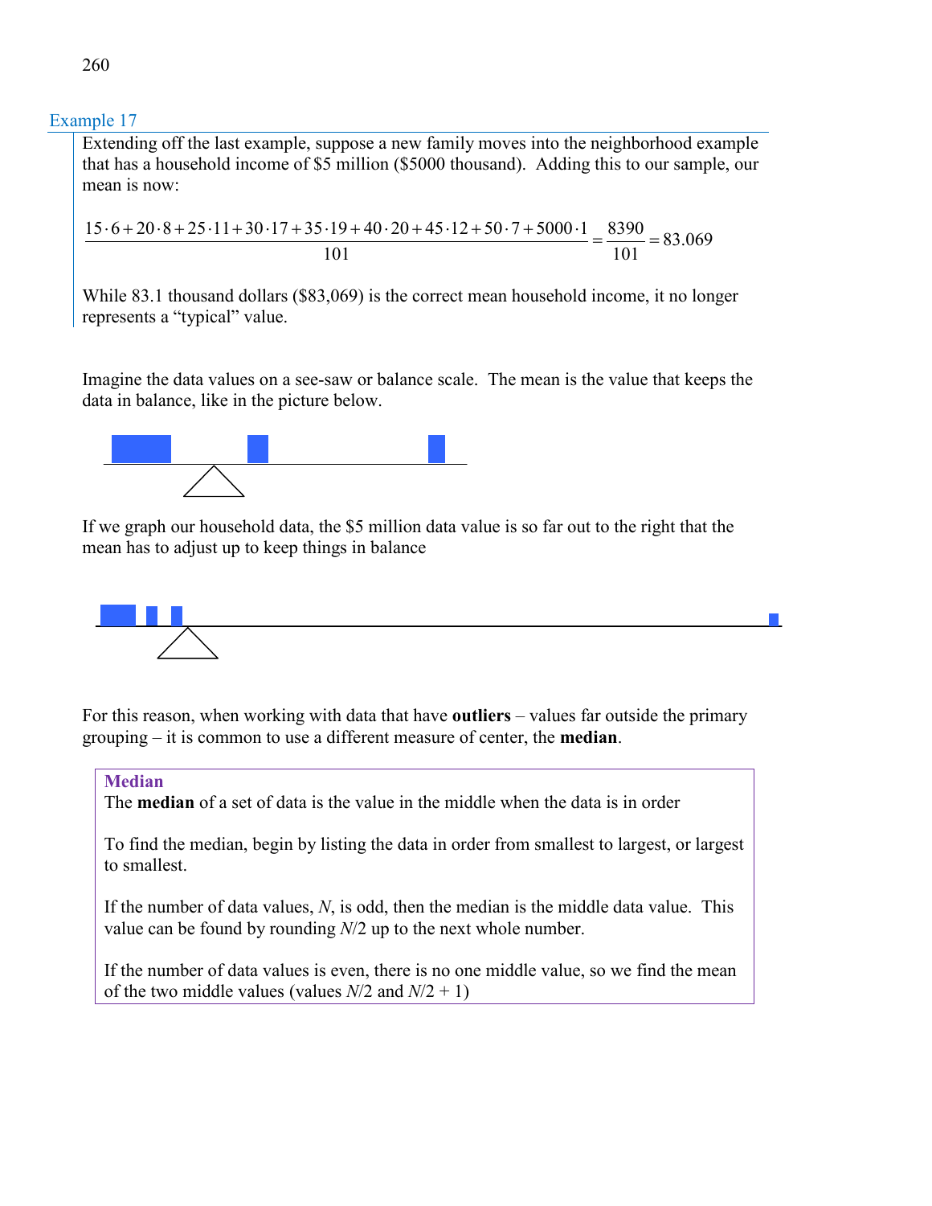### Example 17

Extending off the last example, suppose a new family moves into the neighborhood example that has a household income of $5 million ($5000 thousand). Adding this to our sample, our mean is now:

$$\frac{15\cdot 6+20\cdot 8+25\cdot 11+30\cdot 17+35\cdot 19+40\cdot 20+45\cdot 12+50\cdot 7+5000\cdot 1}{101}=\frac{8390}{101}=83.069$$

While 83.1 thousand dollars ($83,069) is the correct mean household income, it no longer represents a "typical" value.

Imagine the data values on a see-saw or balance scale. The mean is the value that keeps the data in balance, like in the picture below.

If we graph our household data, the $5 million data value is so far out to the right that the mean has to adjust up to keep things in balance

For this reason, when working with data that have **outliers** – values far outside the primary grouping – it is common to use a different measure of center, the **median**.

> **Median**
>
> The **median** of a set of data is the value in the middle when the data is in order
>
> To find the median, begin by listing the data in order from smallest to largest, or largest to smallest.
>
> If the number of data values, $N$, is odd, then the median is the middle data value. This value can be found by rounding $N/2$ up to the next whole number.
>
> If the number of data values is even, there is no one middle value, so we find the mean of the two middle values (values $N/2$ and $N/2 + 1$)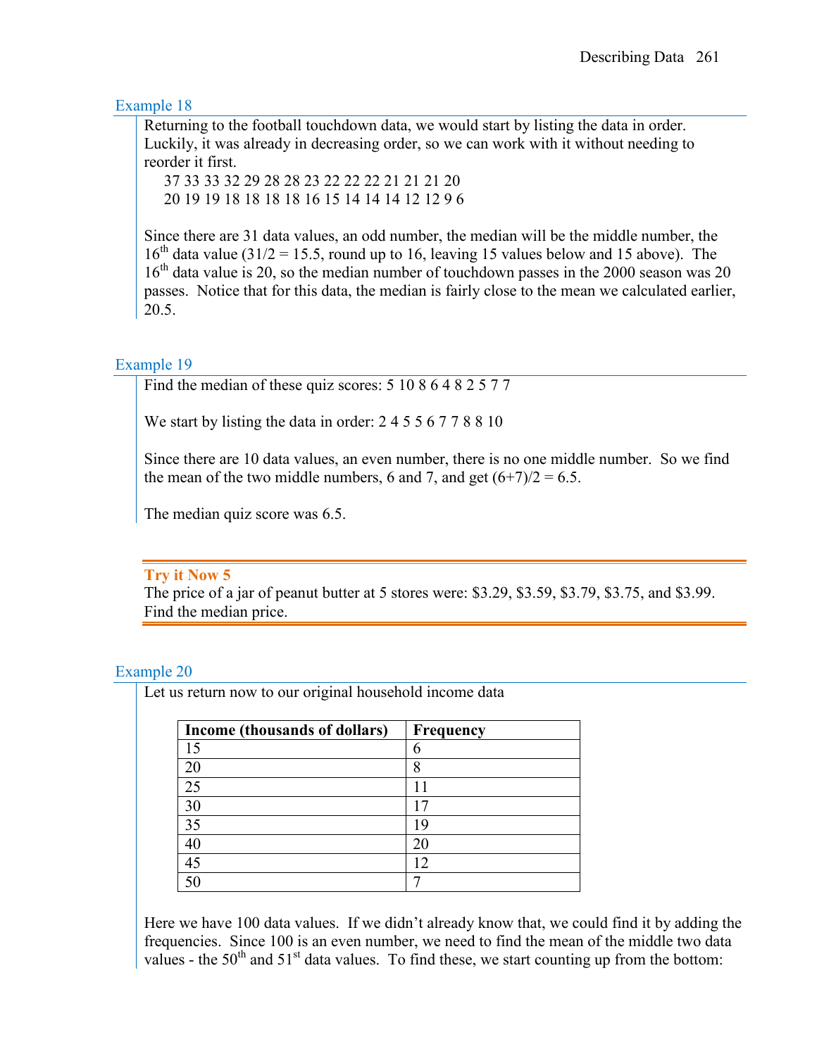### Example 18

Returning to the football touchdown data, we would start by listing the data in order. Luckily, it was already in decreasing order, so we can work with it without needing to reorder it first.

37 33 33 32 29 28 28 23 22 22 22 21 21 21 20
20 19 19 18 18 18 18 16 15 14 14 14 12 12 9 6

Since there are 31 data values, an odd number, the median will be the middle number, the 16$^{th}$ data value (31/2 = 15.5, round up to 16, leaving 15 values below and 15 above). The 16$^{th}$ data value is 20, so the median number of touchdown passes in the 2000 season was 20 passes. Notice that for this data, the median is fairly close to the mean we calculated earlier, 20.5.

### Example 19

Find the median of these quiz scores: 5 10 8 6 4 8 2 5 7 7

We start by listing the data in order: 2 4 5 5 6 7 7 8 8 10

Since there are 10 data values, an even number, there is no one middle number. So we find the mean of the two middle numbers, 6 and 7, and get (6+7)/2 = 6.5.

The median quiz score was 6.5.

**Try it Now 5**
The price of a jar of peanut butter at 5 stores were: $3.29, $3.59, $3.79, $3.75, and $3.99. Find the median price.

### Example 20

Let us return now to our original household income data

| **Income (thousands of dollars)** | **Frequency** |
|---|---|
| 15 | 6 |
| 20 | 8 |
| 25 | 11 |
| 30 | 17 |
| 35 | 19 |
| 40 | 20 |
| 45 | 12 |
| 50 | 7 |

Here we have 100 data values. If we didn't already know that, we could find it by adding the frequencies. Since 100 is an even number, we need to find the mean of the middle two data values - the 50$^{th}$ and 51$^{st}$ data values. To find these, we start counting up from the bottom: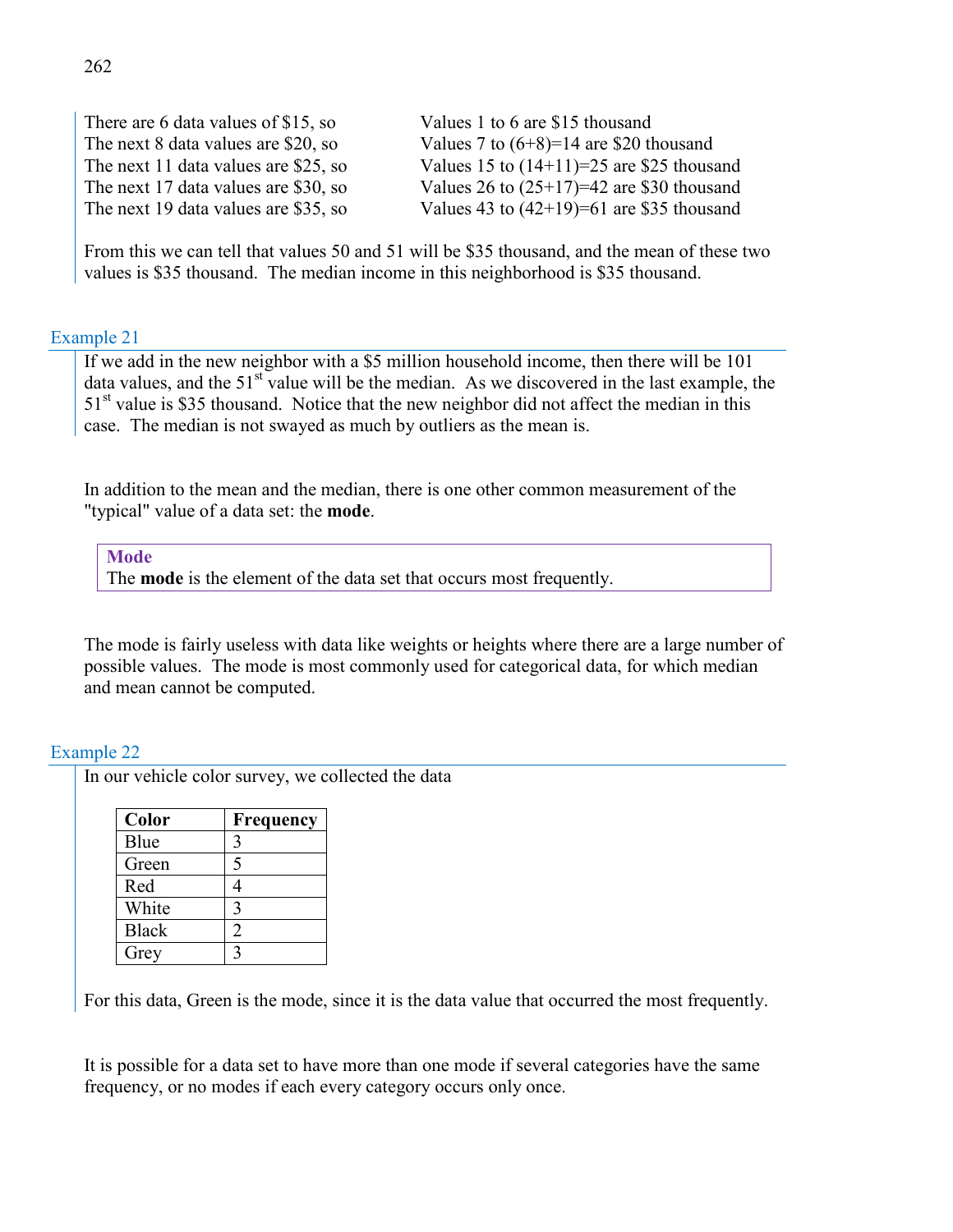There are 6 data values of $15, so Values 1 to 6 are $15 thousand
The next 8 data values are $20, so Values 7 to (6+8)=14 are $20 thousand
The next 11 data values are $25, so Values 15 to (14+11)=25 are $25 thousand
The next 17 data values are $30, so Values 26 to (25+17)=42 are $30 thousand
The next 19 data values are $35, so Values 43 to (42+19)=61 are $35 thousand

From this we can tell that values 50 and 51 will be $35 thousand, and the mean of these two values is $35 thousand. The median income in this neighborhood is $35 thousand.

### Example 21

If we add in the new neighbor with a $5 million household income, then there will be 101 data values, and the 51st value will be the median. As we discovered in the last example, the 51st value is $35 thousand. Notice that the new neighbor did not affect the median in this case. The median is not swayed as much by outliers as the mean is.

In addition to the mean and the median, there is one other common measurement of the "typical" value of a data set: the **mode**.

> **Mode**
> The **mode** is the element of the data set that occurs most frequently.

The mode is fairly useless with data like weights or heights where there are a large number of possible values. The mode is most commonly used for categorical data, for which median and mean cannot be computed.

### Example 22

In our vehicle color survey, we collected the data

| Color | Frequency |
|---|---|
| Blue | 3 |
| Green | 5 |
| Red | 4 |
| White | 3 |
| Black | 2 |
| Grey | 3 |

For this data, Green is the mode, since it is the data value that occurred the most frequently.

It is possible for a data set to have more than one mode if several categories have the same frequency, or no modes if each every category occurs only once.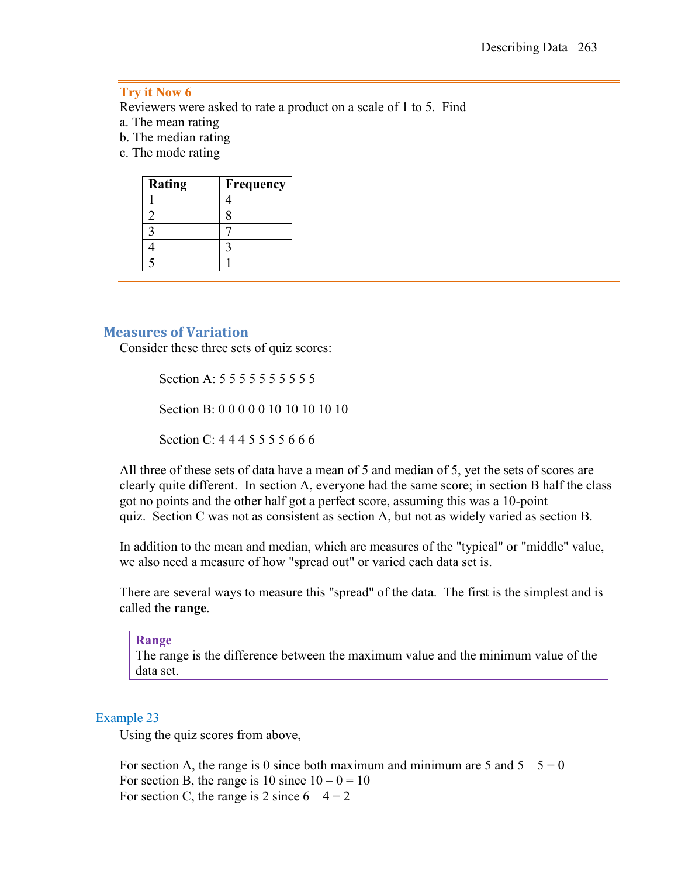**Try it Now 6**

Reviewers were asked to rate a product on a scale of 1 to 5. Find

a. The mean rating
b. The median rating
c. The mode rating

| Rating | Frequency |
|---|---|
| 1 | 4 |
| 2 | 8 |
| 3 | 7 |
| 4 | 3 |
| 5 | 1 |

## Measures of Variation

Consider these three sets of quiz scores:

Section A: 5 5 5 5 5 5 5 5 5 5

Section B: 0 0 0 0 0 10 10 10 10 10

Section C: 4 4 4 5 5 5 5 6 6 6

All three of these sets of data have a mean of 5 and median of 5, yet the sets of scores are clearly quite different. In section A, everyone had the same score; in section B half the class got no points and the other half got a perfect score, assuming this was a 10-point quiz. Section C was not as consistent as section A, but not as widely varied as section B.

In addition to the mean and median, which are measures of the "typical" or "middle" value, we also need a measure of how "spread out" or varied each data set is.

There are several ways to measure this "spread" of the data. The first is the simplest and is called the **range**.

**Range**
The range is the difference between the maximum value and the minimum value of the data set.

### Example 23

Using the quiz scores from above,

For section A, the range is 0 since both maximum and minimum are 5 and 5 – 5 = 0
For section B, the range is 10 since 10 – 0 = 10
For section C, the range is 2 since 6 – 4 = 2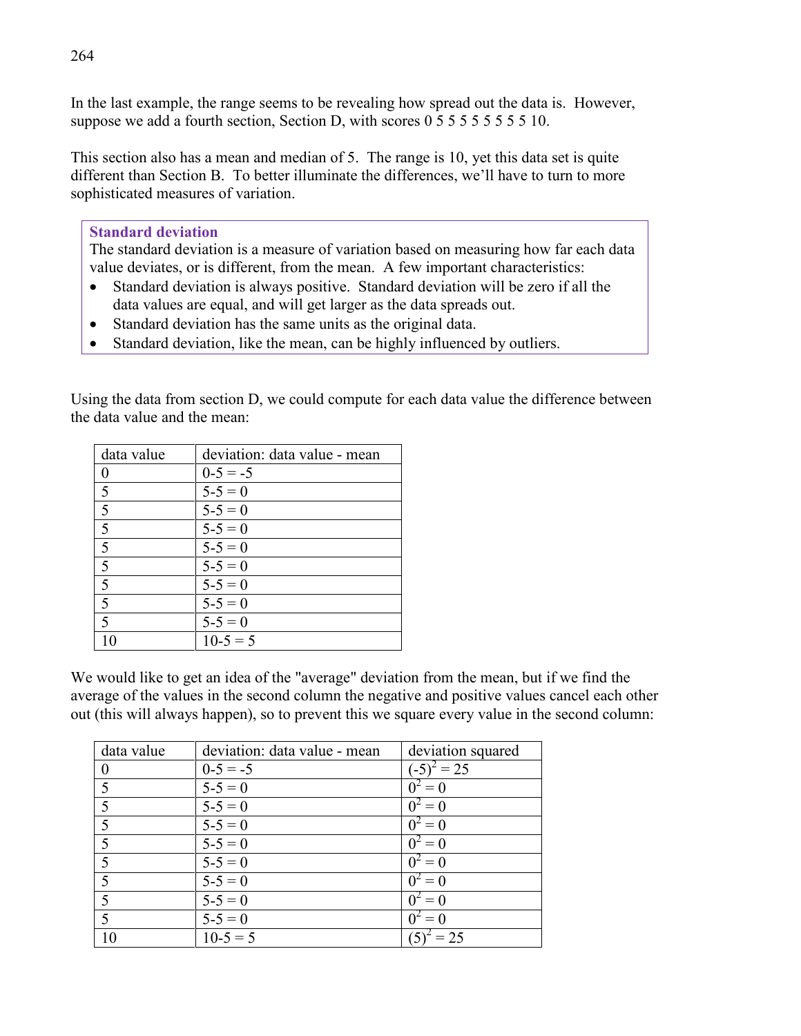In the last example, the range seems to be revealing how spread out the data is. However, suppose we add a fourth section, Section D, with scores 0 5 5 5 5 5 5 5 5 10.

This section also has a mean and median of 5. The range is 10, yet this data set is quite different than Section B. To better illuminate the differences, we'll have to turn to more sophisticated measures of variation.

> **Standard deviation**
> The standard deviation is a measure of variation based on measuring how far each data value deviates, or is different, from the mean. A few important characteristics:
> - Standard deviation is always positive. Standard deviation will be zero if all the data values are equal, and will get larger as the data spreads out.
> - Standard deviation has the same units as the original data.
> - Standard deviation, like the mean, can be highly influenced by outliers.

Using the data from section D, we could compute for each data value the difference between the data value and the mean:

| data value | deviation: data value - mean |
|---|---|
| 0 | 0-5 = -5 |
| 5 | 5-5 = 0 |
| 5 | 5-5 = 0 |
| 5 | 5-5 = 0 |
| 5 | 5-5 = 0 |
| 5 | 5-5 = 0 |
| 5 | 5-5 = 0 |
| 5 | 5-5 = 0 |
| 5 | 5-5 = 0 |
| 10 | 10-5 = 5 |

We would like to get an idea of the "average" deviation from the mean, but if we find the average of the values in the second column the negative and positive values cancel each other out (this will always happen), so to prevent this we square every value in the second column:

| data value | deviation: data value - mean | deviation squared |
|---|---|---|
| 0 | 0-5 = -5 | $(-5)^2 = 25$ |
| 5 | 5-5 = 0 | $0^2 = 0$ |
| 5 | 5-5 = 0 | $0^2 = 0$ |
| 5 | 5-5 = 0 | $0^2 = 0$ |
| 5 | 5-5 = 0 | $0^2 = 0$ |
| 5 | 5-5 = 0 | $0^2 = 0$ |
| 5 | 5-5 = 0 | $0^2 = 0$ |
| 5 | 5-5 = 0 | $0^2 = 0$ |
| 5 | 5-5 = 0 | $0^2 = 0$ |
| 10 | 10-5 = 5 | $(5)^2 = 25$ |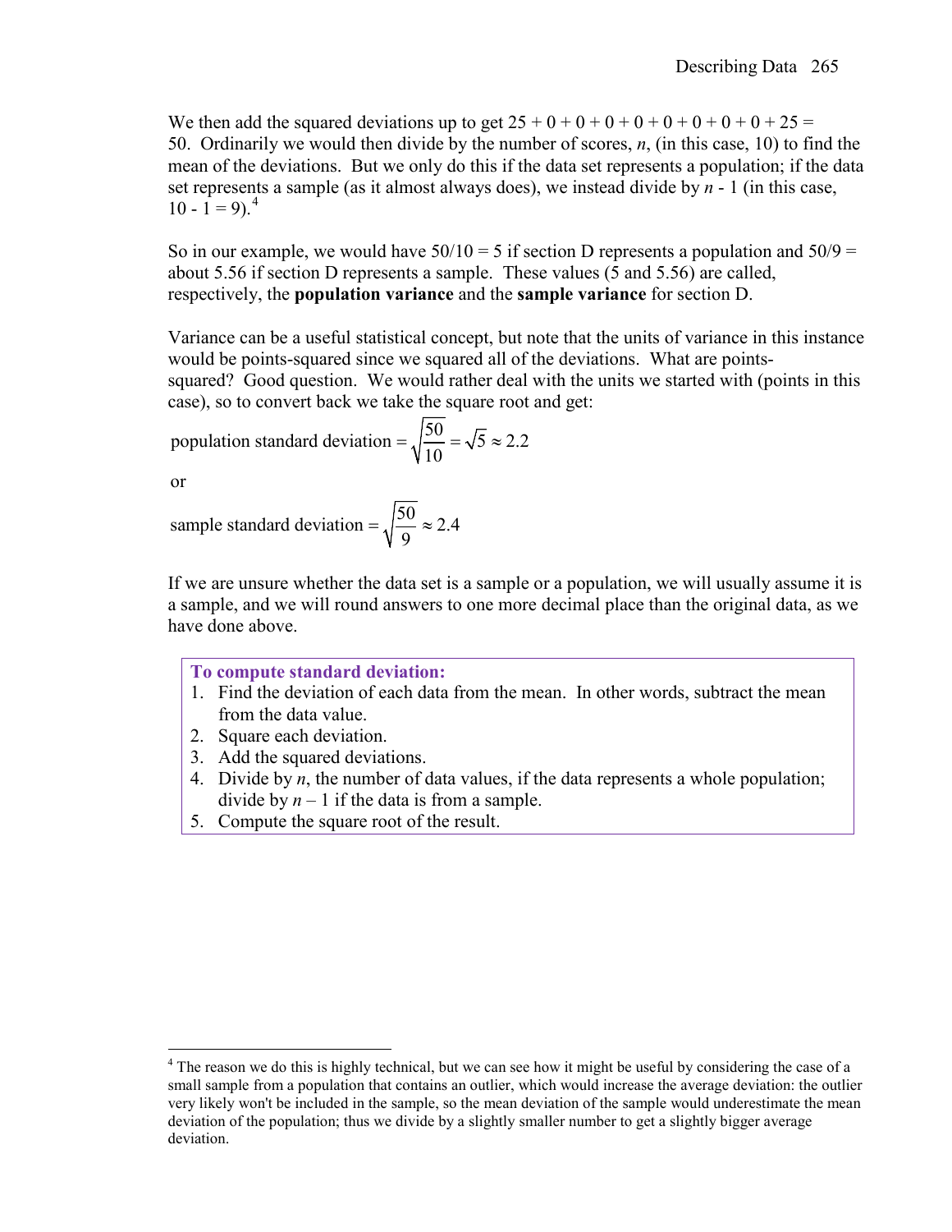We then add the squared deviations up to get 25 + 0 + 0 + 0 + 0 + 0 + 0 + 0 + 0 + 25 = 50. Ordinarily we would then divide by the number of scores, $n$, (in this case, 10) to find the mean of the deviations. But we only do this if the data set represents a population; if the data set represents a sample (as it almost always does), we instead divide by $n$ - 1 (in this case, 10 - 1 = 9).[4]

So in our example, we would have 50/10 = 5 if section D represents a population and 50/9 = about 5.56 if section D represents a sample. These values (5 and 5.56) are called, respectively, the **population variance** and the **sample variance** for section D.

Variance can be a useful statistical concept, but note that the units of variance in this instance would be points-squared since we squared all of the deviations. What are points-squared? Good question. We would rather deal with the units we started with (points in this case), so to convert back we take the square root and get:

$$\text{population standard deviation} = \sqrt{\frac{50}{10}} = \sqrt{5} \approx 2.2$$

or

$$\text{sample standard deviation} = \sqrt{\frac{50}{9}} \approx 2.4$$

If we are unsure whether the data set is a sample or a population, we will usually assume it is a sample, and we will round answers to one more decimal place than the original data, as we have done above.

**To compute standard deviation:**

1. Find the deviation of each data from the mean. In other words, subtract the mean from the data value.
2. Square each deviation.
3. Add the squared deviations.
4. Divide by $n$, the number of data values, if the data represents a whole population; divide by $n - 1$ if the data is from a sample.
5. Compute the square root of the result.

---

[4] The reason we do this is highly technical, but we can see how it might be useful by considering the case of a small sample from a population that contains an outlier, which would increase the average deviation: the outlier very likely won't be included in the sample, so the mean deviation of the sample would underestimate the mean deviation of the population; thus we divide by a slightly smaller number to get a slightly bigger average deviation.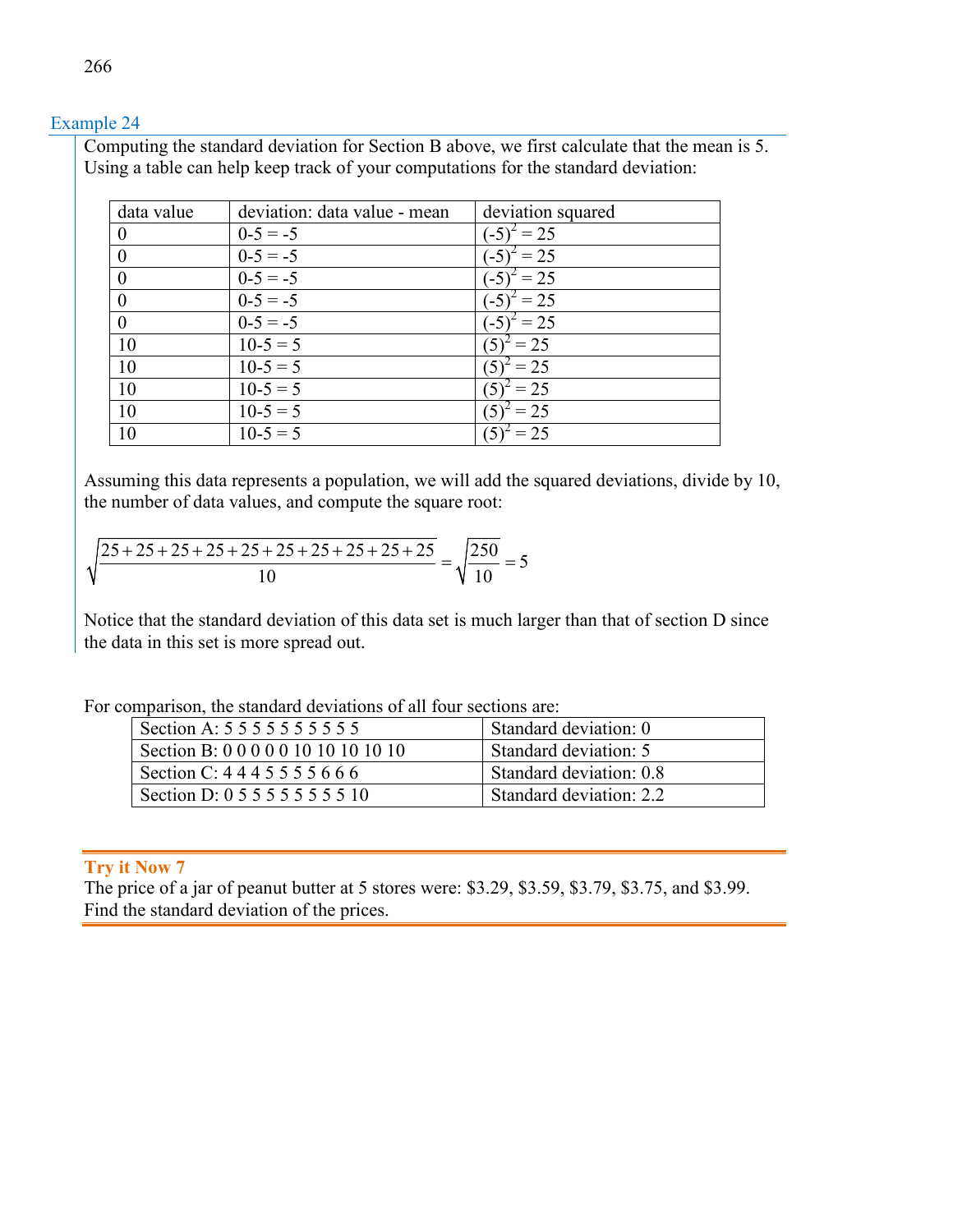### Example 24

Computing the standard deviation for Section B above, we first calculate that the mean is 5. Using a table can help keep track of your computations for the standard deviation:

| data value | deviation: data value - mean | deviation squared |
|---|---|---|
| 0 | 0-5 = -5 | $(-5)^2 = 25$ |
| 0 | 0-5 = -5 | $(-5)^2 = 25$ |
| 0 | 0-5 = -5 | $(-5)^2 = 25$ |
| 0 | 0-5 = -5 | $(-5)^2 = 25$ |
| 0 | 0-5 = -5 | $(-5)^2 = 25$ |
| 10 | 10-5 = 5 | $(5)^2 = 25$ |
| 10 | 10-5 = 5 | $(5)^2 = 25$ |
| 10 | 10-5 = 5 | $(5)^2 = 25$ |
| 10 | 10-5 = 5 | $(5)^2 = 25$ |
| 10 | 10-5 = 5 | $(5)^2 = 25$ |

Assuming this data represents a population, we will add the squared deviations, divide by 10, the number of data values, and compute the square root:

$$\sqrt{\frac{25+25+25+25+25+25+25+25+25+25}{10}} = \sqrt{\frac{250}{10}} = 5$$

Notice that the standard deviation of this data set is much larger than that of section D since the data in this set is more spread out.

For comparison, the standard deviations of all four sections are:

| | |
|---|---|
| Section A: 5 5 5 5 5 5 5 5 5 5 | Standard deviation: 0 |
| Section B: 0 0 0 0 0 10 10 10 10 10 | Standard deviation: 5 |
| Section C: 4 4 4 5 5 5 5 6 6 6 | Standard deviation: 0.8 |
| Section D: 0 5 5 5 5 5 5 5 5 10 | Standard deviation: 2.2 |

**Try it Now 7**

The price of a jar of peanut butter at 5 stores were: \$3.29, \$3.59, \$3.79, \$3.75, and \$3.99. Find the standard deviation of the prices.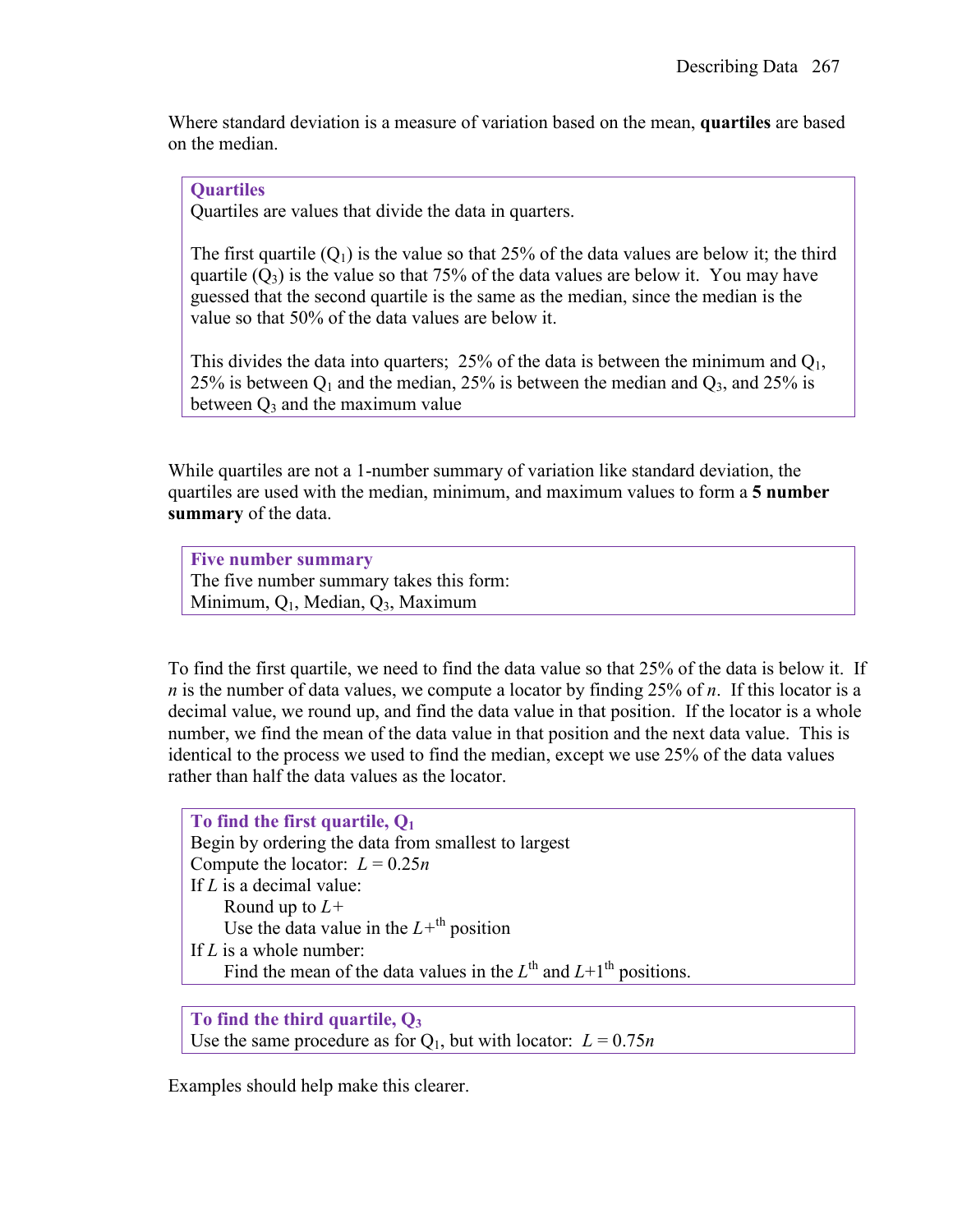Where standard deviation is a measure of variation based on the mean, **quartiles** are based on the median.

> **Quartiles**
> Quartiles are values that divide the data in quarters.
>
> The first quartile ($Q_1$) is the value so that 25% of the data values are below it; the third quartile ($Q_3$) is the value so that 75% of the data values are below it. You may have guessed that the second quartile is the same as the median, since the median is the value so that 50% of the data values are below it.
>
> This divides the data into quarters; 25% of the data is between the minimum and $Q_1$, 25% is between $Q_1$ and the median, 25% is between the median and $Q_3$, and 25% is between $Q_3$ and the maximum value

While quartiles are not a 1-number summary of variation like standard deviation, the quartiles are used with the median, minimum, and maximum values to form a **5 number summary** of the data.

> **Five number summary**
> The five number summary takes this form:
> Minimum, $Q_1$, Median, $Q_3$, Maximum

To find the first quartile, we need to find the data value so that 25% of the data is below it. If *n* is the number of data values, we compute a locator by finding 25% of *n*. If this locator is a decimal value, we round up, and find the data value in that position. If the locator is a whole number, we find the mean of the data value in that position and the next data value. This is identical to the process we used to find the median, except we use 25% of the data values rather than half the data values as the locator.

> **To find the first quartile, $Q_1$**
> Begin by ordering the data from smallest to largest
> Compute the locator: $L = 0.25n$
> If $L$ is a decimal value:
> &nbsp;&nbsp;&nbsp;&nbsp;Round up to $L+$
> &nbsp;&nbsp;&nbsp;&nbsp;Use the data value in the $L+^{th}$ position
> If $L$ is a whole number:
> &nbsp;&nbsp;&nbsp;&nbsp;Find the mean of the data values in the $L^{th}$ and $L+1^{th}$ positions.

> **To find the third quartile, $Q_3$**
> Use the same procedure as for $Q_1$, but with locator: $L = 0.75n$

Examples should help make this clearer.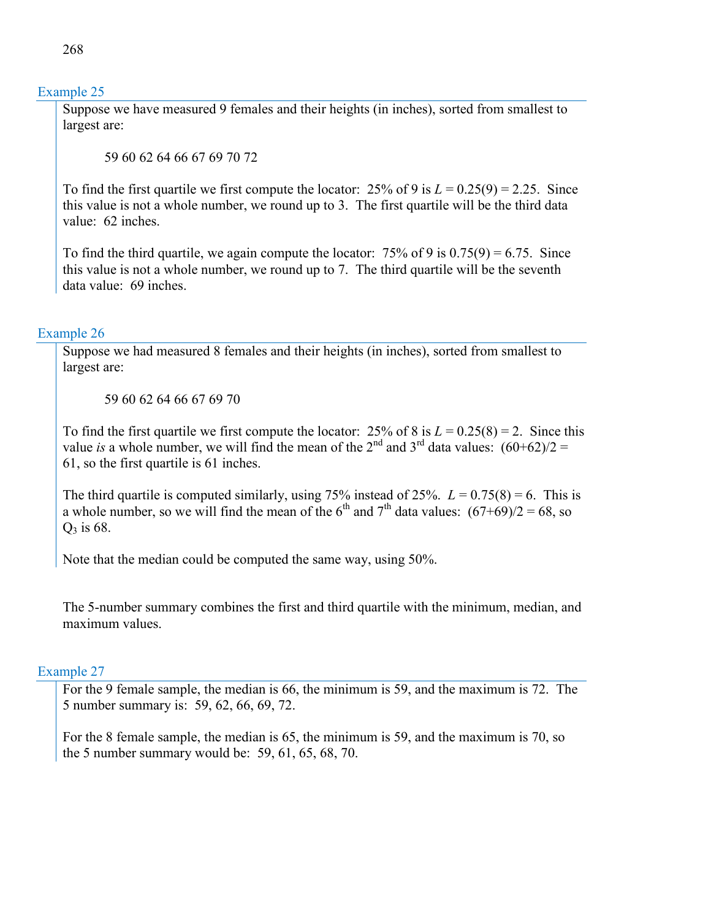### Example 25

Suppose we have measured 9 females and their heights (in inches), sorted from smallest to largest are:

59 60 62 64 66 67 69 70 72

To find the first quartile we first compute the locator: 25% of 9 is $L = 0.25(9) = 2.25$. Since this value is not a whole number, we round up to 3. The first quartile will be the third data value: 62 inches.

To find the third quartile, we again compute the locator: 75% of 9 is $0.75(9) = 6.75$. Since this value is not a whole number, we round up to 7. The third quartile will be the seventh data value: 69 inches.

### Example 26

Suppose we had measured 8 females and their heights (in inches), sorted from smallest to largest are:

59 60 62 64 66 67 69 70

To find the first quartile we first compute the locator: 25% of 8 is $L = 0.25(8) = 2$. Since this value *is* a whole number, we will find the mean of the 2nd and 3rd data values: $(60+62)/2 = 61$, so the first quartile is 61 inches.

The third quartile is computed similarly, using 75% instead of 25%. $L = 0.75(8) = 6$. This is a whole number, so we will find the mean of the 6th and 7th data values: $(67+69)/2 = 68$, so $Q_3$ is 68.

Note that the median could be computed the same way, using 50%.

The 5-number summary combines the first and third quartile with the minimum, median, and maximum values.

### Example 27

For the 9 female sample, the median is 66, the minimum is 59, and the maximum is 72. The 5 number summary is: 59, 62, 66, 69, 72.

For the 8 female sample, the median is 65, the minimum is 59, and the maximum is 70, so the 5 number summary would be: 59, 61, 65, 68, 70.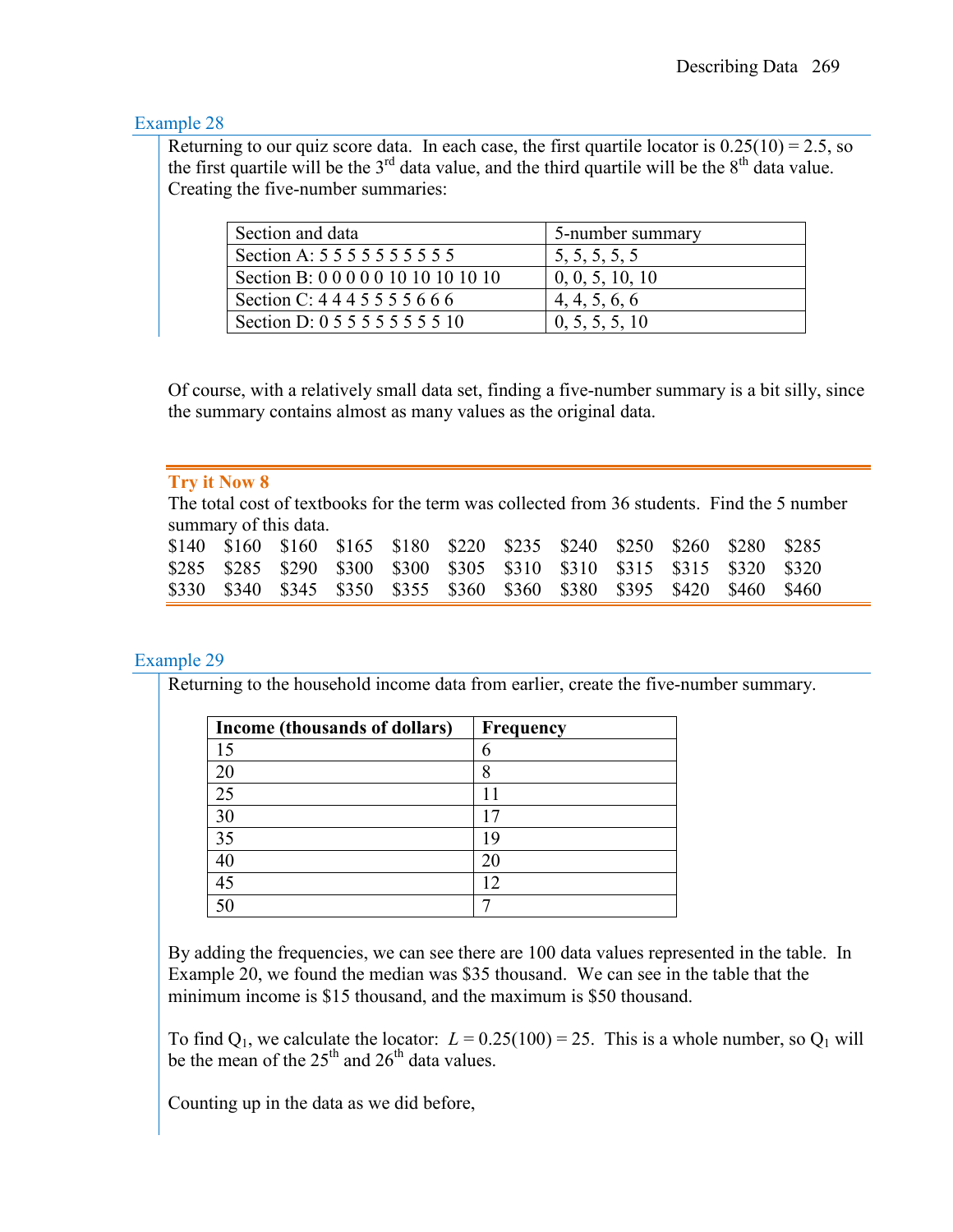### Example 28

Returning to our quiz score data. In each case, the first quartile locator is 0.25(10) = 2.5, so the first quartile will be the 3rd data value, and the third quartile will be the 8th data value. Creating the five-number summaries:

| Section and data | 5-number summary |
|---|---|
| Section A: 5 5 5 5 5 5 5 5 5 5 | 5, 5, 5, 5, 5 |
| Section B: 0 0 0 0 0 10 10 10 10 10 | 0, 0, 5, 10, 10 |
| Section C: 4 4 4 5 5 5 5 6 6 6 | 4, 4, 5, 6, 6 |
| Section D: 0 5 5 5 5 5 5 5 5 10 | 0, 5, 5, 5, 10 |

Of course, with a relatively small data set, finding a five-number summary is a bit silly, since the summary contains almost as many values as the original data.

### Try it Now 8

The total cost of textbooks for the term was collected from 36 students. Find the 5 number summary of this data.

$140 $160 $160 $165 $180 $220 $235 $240 $250 $260 $280 $285
$285 $285 $290 $300 $300 $305 $310 $310 $315 $315 $320 $320
$330 $340 $345 $350 $355 $360 $360 $380 $395 $420 $460 $460

### Example 29

Returning to the household income data from earlier, create the five-number summary.

| **Income (thousands of dollars)** | **Frequency** |
|---|---|
| 15 | 6 |
| 20 | 8 |
| 25 | 11 |
| 30 | 17 |
| 35 | 19 |
| 40 | 20 |
| 45 | 12 |
| 50 | 7 |

By adding the frequencies, we can see there are 100 data values represented in the table. In Example 20, we found the median was $35 thousand. We can see in the table that the minimum income is $15 thousand, and the maximum is $50 thousand.

To find $Q_1$, we calculate the locator: $L = 0.25(100) = 25$. This is a whole number, so $Q_1$ will be the mean of the 25th and 26th data values.

Counting up in the data as we did before,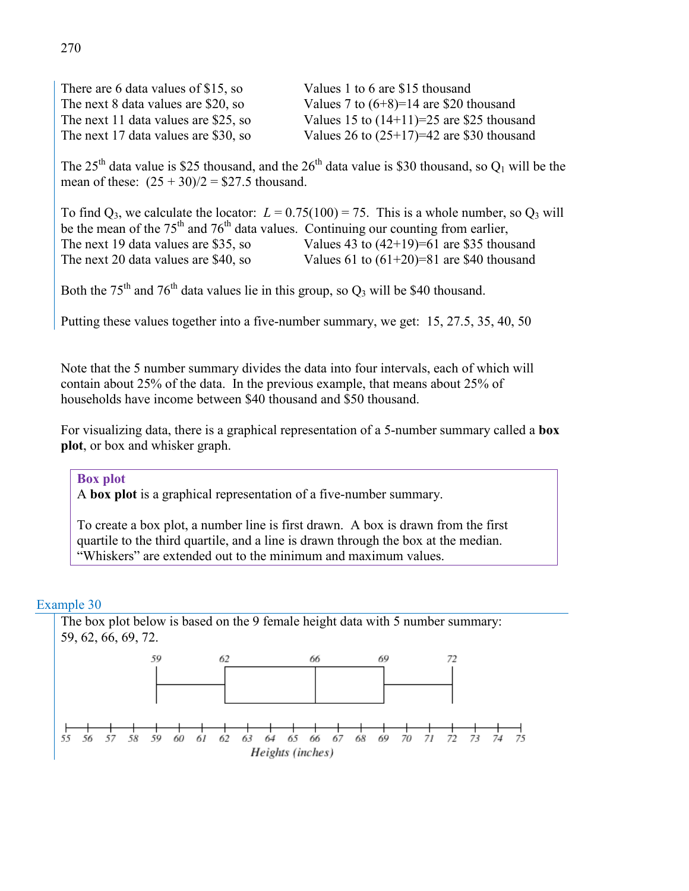There are 6 data values of \$15, so Values 1 to 6 are \$15 thousand
The next 8 data values are \$20, so Values 7 to (6+8)=14 are \$20 thousand
The next 11 data values are \$25, so Values 15 to (14+11)=25 are \$25 thousand
The next 17 data values are \$30, so Values 26 to (25+17)=42 are \$30 thousand

The 25th data value is \$25 thousand, and the 26th data value is \$30 thousand, so $Q_1$ will be the mean of these: (25 + 30)/2 = \$27.5 thousand.

To find $Q_3$, we calculate the locator: $L = 0.75(100) = 75$. This is a whole number, so $Q_3$ will be the mean of the 75th and 76th data values. Continuing our counting from earlier,
The next 19 data values are \$35, so Values 43 to (42+19)=61 are \$35 thousand
The next 20 data values are \$40, so Values 61 to (61+20)=81 are \$40 thousand

Both the 75th and 76th data values lie in this group, so $Q_3$ will be \$40 thousand.

Putting these values together into a five-number summary, we get: 15, 27.5, 35, 40, 50

Note that the 5 number summary divides the data into four intervals, each of which will contain about 25% of the data. In the previous example, that means about 25% of households have income between \$40 thousand and \$50 thousand.

For visualizing data, there is a graphical representation of a 5-number summary called a **box plot**, or box and whisker graph.

**Box plot**
A **box plot** is a graphical representation of a five-number summary.

To create a box plot, a number line is first drawn. A box is drawn from the first quartile to the third quartile, and a line is drawn through the box at the median. "Whiskers" are extended out to the minimum and maximum values.

## Example 30

The box plot below is based on the 9 female height data with 5 number summary: 59, 62, 66, 69, 72.

Heights (inches)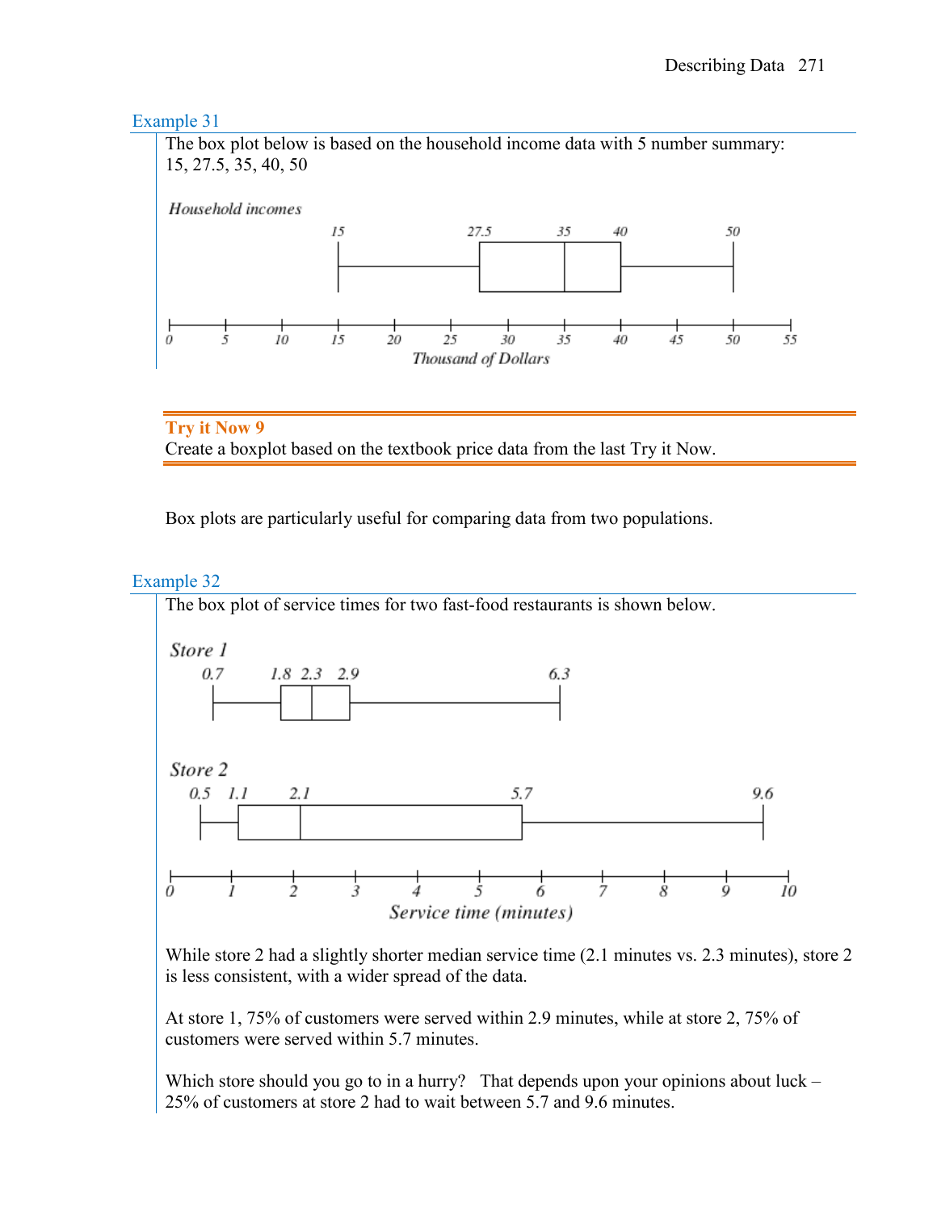### Example 31

The box plot below is based on the household income data with 5 number summary:
15, 27.5, 35, 40, 50

*Household incomes*

15 27.5 35 40 50

0 5 10 15 20 25 30 35 40 45 50 55
*Thousand of Dollars*

**Try it Now 9**

Create a boxplot based on the textbook price data from the last Try it Now.

Box plots are particularly useful for comparing data from two populations.

### Example 32

The box plot of service times for two fast-food restaurants is shown below.

*Store 1*

0.7 1.8 2.3 2.9 6.3

*Store 2*

0.5 1.1 2.1 5.7 9.6

0 1 2 3 4 5 6 7 8 9 10
*Service time (minutes)*

While store 2 had a slightly shorter median service time (2.1 minutes vs. 2.3 minutes), store 2 is less consistent, with a wider spread of the data.

At store 1, 75% of customers were served within 2.9 minutes, while at store 2, 75% of customers were served within 5.7 minutes.

Which store should you go to in a hurry? That depends upon your opinions about luck – 25% of customers at store 2 had to wait between 5.7 and 9.6 minutes.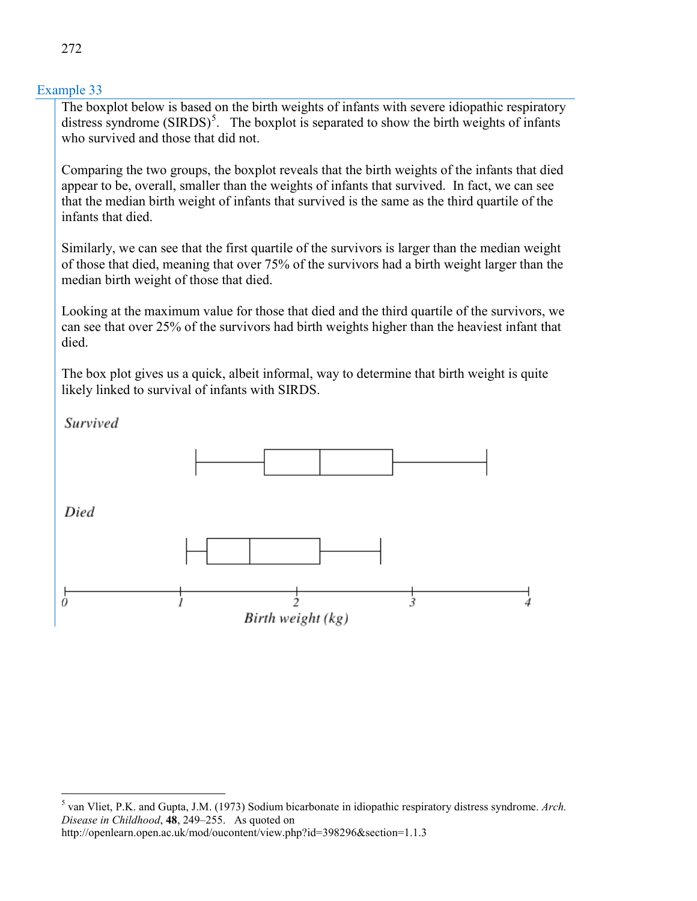### Example 33

The boxplot below is based on the birth weights of infants with severe idiopathic respiratory distress syndrome (SIRDS)[5]. The boxplot is separated to show the birth weights of infants who survived and those that did not.

Comparing the two groups, the boxplot reveals that the birth weights of the infants that died appear to be, overall, smaller than the weights of infants that survived. In fact, we can see that the median birth weight of infants that survived is the same as the third quartile of the infants that died.

Similarly, we can see that the first quartile of the survivors is larger than the median weight of those that died, meaning that over 75% of the survivors had a birth weight larger than the median birth weight of those that died.

Looking at the maximum value for those that died and the third quartile of the survivors, we can see that over 25% of the survivors had birth weights higher than the heaviest infant that died.

The box plot gives us a quick, albeit informal, way to determine that birth weight is quite likely linked to survival of infants with SIRDS.

*Survived*

*Died*

0 1 2 3 4

*Birth weight (kg)*

---

[5] van Vliet, P.K. and Gupta, J.M. (1973) Sodium bicarbonate in idiopathic respiratory distress syndrome. *Arch. Disease in Childhood*, **48**, 249–255. As quoted on http://openlearn.open.ac.uk/mod/oucontent/view.php?id=398296&section=1.1.3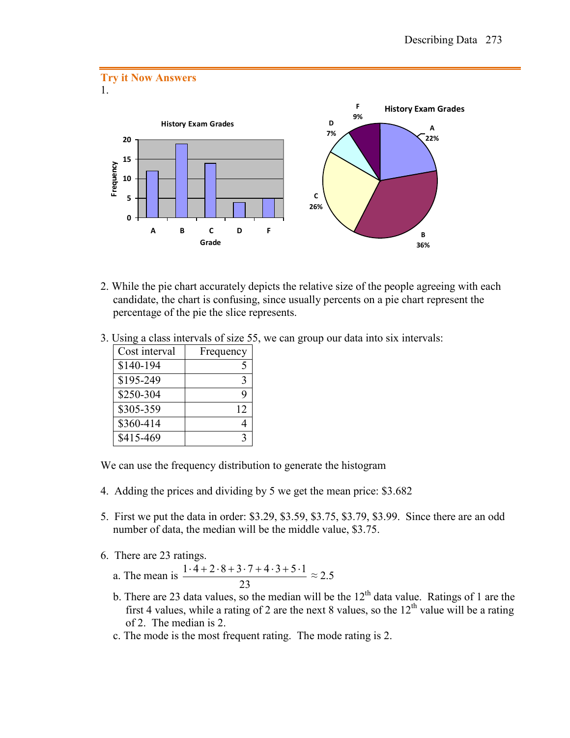## Try it Now Answers

1.

2. While the pie chart accurately depicts the relative size of the people agreeing with each candidate, the chart is confusing, since usually percents on a pie chart represent the percentage of the pie the slice represents.

3. Using a class intervals of size 55, we can group our data into six intervals:

| Cost interval | Frequency |
|---|---|
| $140-194 | 5 |
| $195-249 | 3 |
| $250-304 | 9 |
| $305-359 | 12 |
| $360-414 | 4 |
| $415-469 | 3 |

We can use the frequency distribution to generate the histogram

4. Adding the prices and dividing by 5 we get the mean price: $3.682

5. First we put the data in order: $3.29, $3.59, $3.75, $3.79, $3.99. Since there are an odd number of data, the median will be the middle value, $3.75.

6. There are 23 ratings.
   a. The mean is $\frac{1 \cdot 4 + 2 \cdot 8 + 3 \cdot 7 + 4 \cdot 3 + 5 \cdot 1}{23} \approx 2.5$
   b. There are 23 data values, so the median will be the 12th data value. Ratings of 1 are the first 4 values, while a rating of 2 are the next 8 values, so the 12th value will be a rating of 2. The median is 2.
   c. The mode is the most frequent rating. The mode rating is 2.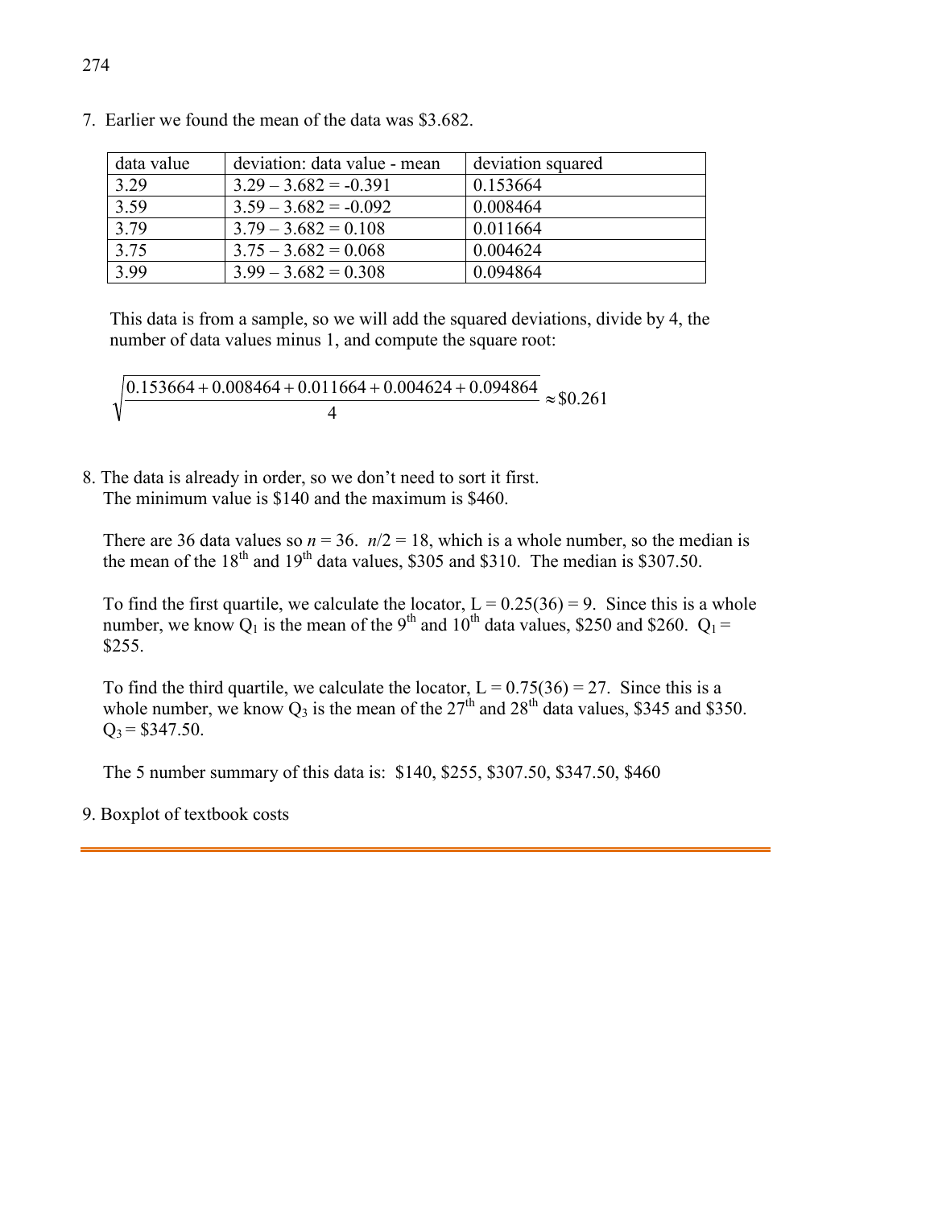7. Earlier we found the mean of the data was \$3.682.

| data value | deviation: data value - mean | deviation squared |
|---|---|---|
| 3.29 | 3.29 – 3.682 = -0.391 | 0.153664 |
| 3.59 | 3.59 – 3.682 = -0.092 | 0.008464 |
| 3.79 | 3.79 – 3.682 = 0.108 | 0.011664 |
| 3.75 | 3.75 – 3.682 = 0.068 | 0.004624 |
| 3.99 | 3.99 – 3.682 = 0.308 | 0.094864 |

This data is from a sample, so we will add the squared deviations, divide by 4, the number of data values minus 1, and compute the square root:

$$\sqrt{\frac{0.153664 + 0.008464 + 0.011664 + 0.004624 + 0.094864}{4}} \approx \$0.261$$

8. The data is already in order, so we don't need to sort it first.
The minimum value is \$140 and the maximum is \$460.

There are 36 data values so $n = 36$. $n/2 = 18$, which is a whole number, so the median is the mean of the 18th and 19th data values, \$305 and \$310. The median is \$307.50.

To find the first quartile, we calculate the locator, L = 0.25(36) = 9. Since this is a whole number, we know $Q_1$ is the mean of the 9th and 10th data values, \$250 and \$260. $Q_1$ = \$255.

To find the third quartile, we calculate the locator, L = 0.75(36) = 27. Since this is a whole number, we know $Q_3$ is the mean of the 27th and 28th data values, \$345 and \$350. $Q_3$ = \$347.50.

The 5 number summary of this data is: \$140, \$255, \$307.50, \$347.50, \$460

9. Boxplot of textbook costs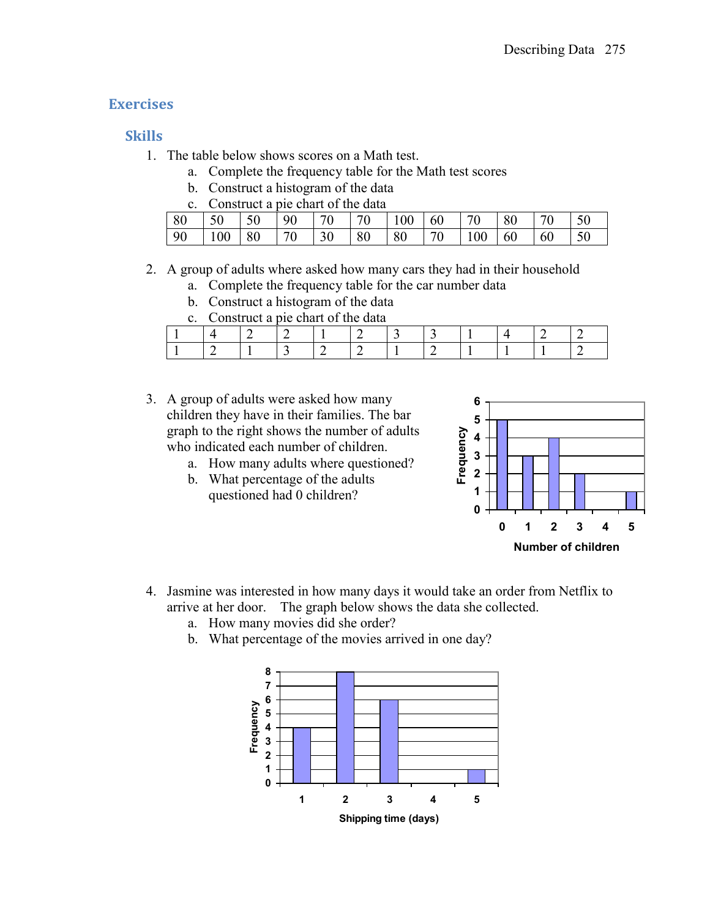## Exercises

### Skills

1. The table below shows scores on a Math test.
    a. Complete the frequency table for the Math test scores
    b. Construct a histogram of the data
    c. Construct a pie chart of the data

| 80 | 50 | 50 | 90 | 70 | 70 | 100 | 60 | 70 | 80 | 70 | 50 |
|---|---|---|---|---|---|---|---|---|---|---|---|
| 90 | 100 | 80 | 70 | 30 | 80 | 80 | 70 | 100 | 60 | 60 | 50 |

2. A group of adults where asked how many cars they had in their household
    a. Complete the frequency table for the car number data
    b. Construct a histogram of the data
    c. Construct a pie chart of the data

| 1 | 4 | 2 | 2 | 1 | 2 | 3 | 3 | 1 | 4 | 2 | 2 |
|---|---|---|---|---|---|---|---|---|---|---|---|
| 1 | 2 | 1 | 3 | 2 | 2 | 1 | 2 | 1 | 1 | 1 | 2 |

3. A group of adults were asked how many children they have in their families. The bar graph to the right shows the number of adults who indicated each number of children.
    a. How many adults where questioned?
    b. What percentage of the adults questioned had 0 children?

4. Jasmine was interested in how many days it would take an order from Netflix to arrive at her door. The graph below shows the data she collected.
    a. How many movies did she order?
    b. What percentage of the movies arrived in one day?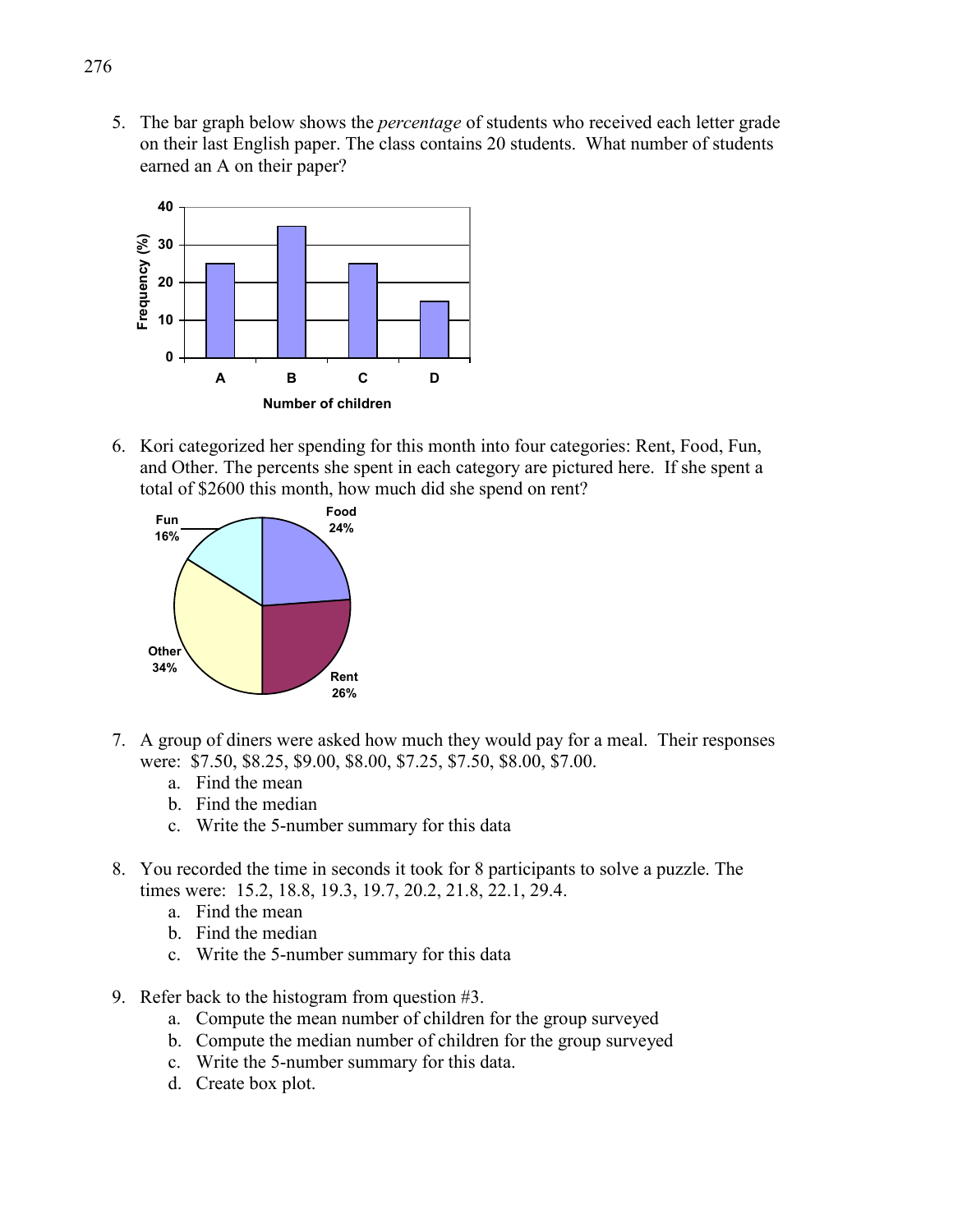5. The bar graph below shows the *percentage* of students who received each letter grade on their last English paper. The class contains 20 students. What number of students earned an A on their paper?

6. Kori categorized her spending for this month into four categories: Rent, Food, Fun, and Other. The percents she spent in each category are pictured here. If she spent a total of $2600 this month, how much did she spend on rent?

7. A group of diners were asked how much they would pay for a meal. Their responses were: $7.50, $8.25, $9.00, $8.00, $7.25, $7.50, $8.00, $7.00.
   a. Find the mean
   b. Find the median
   c. Write the 5-number summary for this data

8. You recorded the time in seconds it took for 8 participants to solve a puzzle. The times were: 15.2, 18.8, 19.3, 19.7, 20.2, 21.8, 22.1, 29.4.
   a. Find the mean
   b. Find the median
   c. Write the 5-number summary for this data

9. Refer back to the histogram from question #3.
   a. Compute the mean number of children for the group surveyed
   b. Compute the median number of children for the group surveyed
   c. Write the 5-number summary for this data.
   d. Create box plot.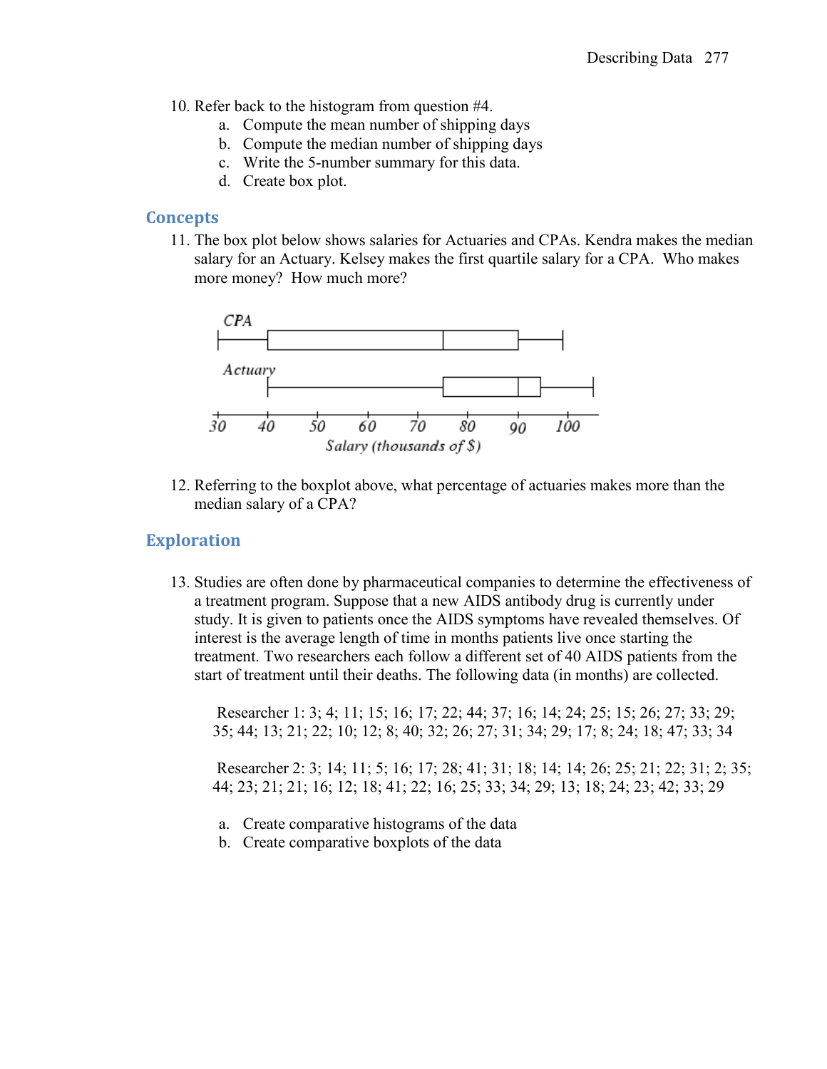10. Refer back to the histogram from question #4.
    a. Compute the mean number of shipping days
    b. Compute the median number of shipping days
    c. Write the 5-number summary for this data.
    d. Create box plot.

## Concepts

11. The box plot below shows salaries for Actuaries and CPAs. Kendra makes the median salary for an Actuary. Kelsey makes the first quartile salary for a CPA. Who makes more money? How much more?

12. Referring to the boxplot above, what percentage of actuaries makes more than the median salary of a CPA?

## Exploration

13. Studies are often done by pharmaceutical companies to determine the effectiveness of a treatment program. Suppose that a new AIDS antibody drug is currently under study. It is given to patients once the AIDS symptoms have revealed themselves. Of interest is the average length of time in months patients live once starting the treatment. Two researchers each follow a different set of 40 AIDS patients from the start of treatment until their deaths. The following data (in months) are collected.

    Researcher 1: 3; 4; 11; 15; 16; 17; 22; 44; 37; 16; 14; 24; 25; 15; 26; 27; 33; 29; 35; 44; 13; 21; 22; 10; 12; 8; 40; 32; 26; 27; 31; 34; 29; 17; 8; 24; 18; 47; 33; 34

    Researcher 2: 3; 14; 11; 5; 16; 17; 28; 41; 31; 18; 14; 14; 26; 25; 21; 22; 31; 2; 35; 44; 23; 21; 21; 16; 12; 18; 41; 22; 16; 25; 33; 34; 29; 13; 18; 24; 23; 42; 33; 29

    a. Create comparative histograms of the data
    b. Create comparative boxplots of the data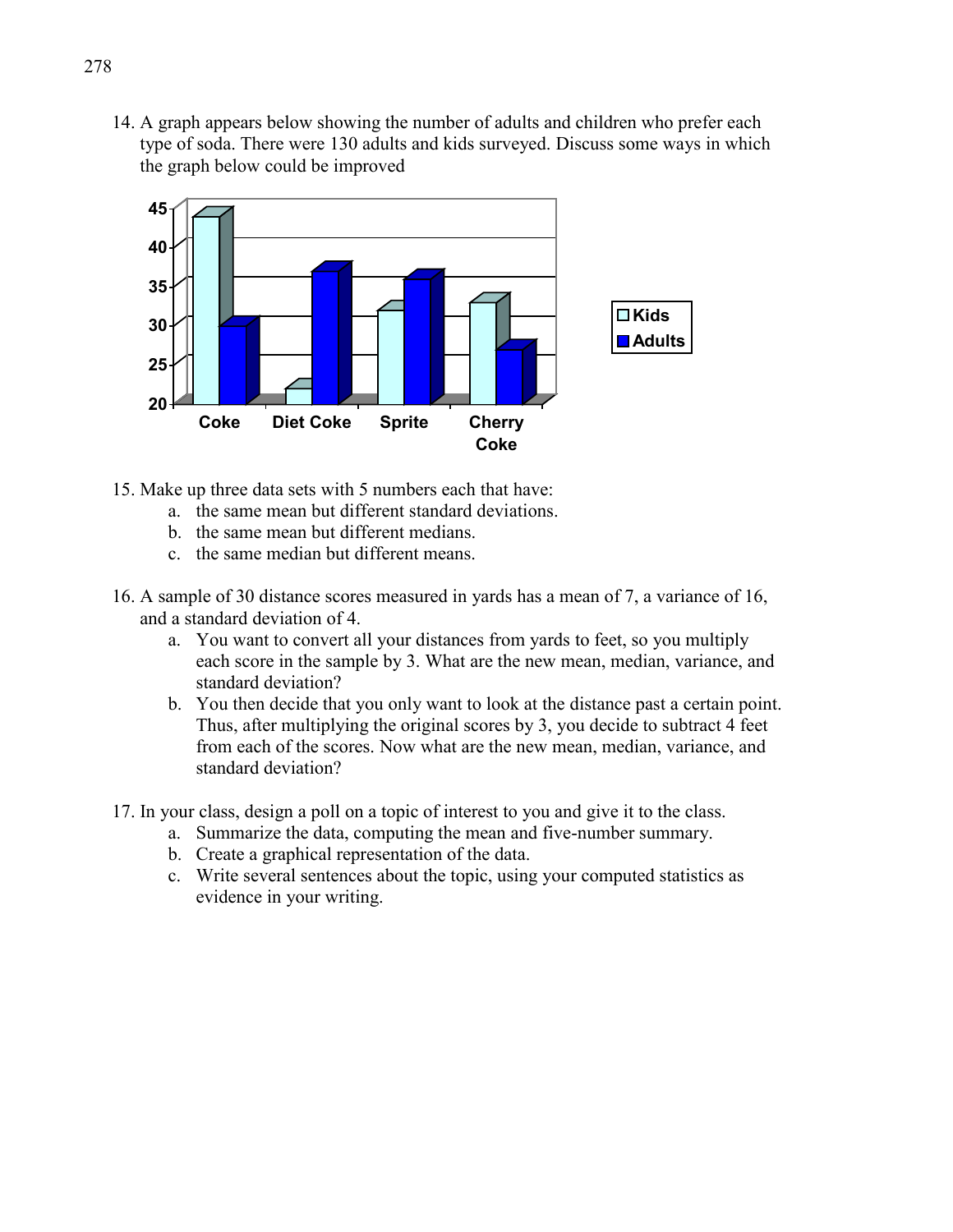14. A graph appears below showing the number of adults and children who prefer each type of soda. There were 130 adults and kids surveyed. Discuss some ways in which the graph below could be improved

45
40
35
30
25
20

Coke
Diet Coke
Sprite
Cherry Coke

Kids
Adults

15. Make up three data sets with 5 numbers each that have:
    a. the same mean but different standard deviations.
    b. the same mean but different medians.
    c. the same median but different means.

16. A sample of 30 distance scores measured in yards has a mean of 7, a variance of 16, and a standard deviation of 4.
    a. You want to convert all your distances from yards to feet, so you multiply each score in the sample by 3. What are the new mean, median, variance, and standard deviation?
    b. You then decide that you only want to look at the distance past a certain point. Thus, after multiplying the original scores by 3, you decide to subtract 4 feet from each of the scores. Now what are the new mean, median, variance, and standard deviation?

17. In your class, design a poll on a topic of interest to you and give it to the class.
    a. Summarize the data, computing the mean and five-number summary.
    b. Create a graphical representation of the data.
    c. Write several sentences about the topic, using your computed statistics as evidence in your writing.